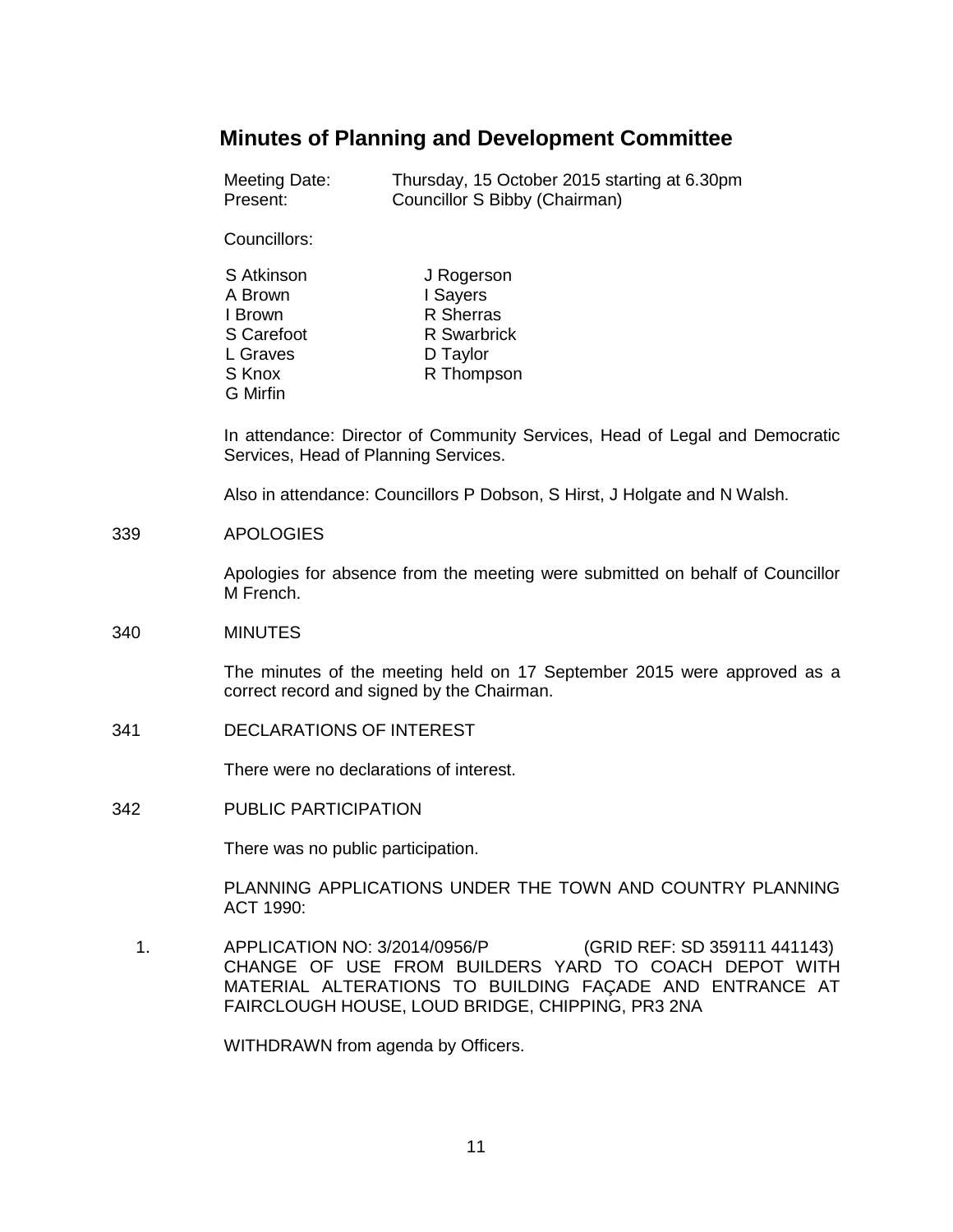# Minutes of Planning and Development Committee

Meeting Date: Thursday, 15 October 2015 starting at 6.30pm
Present: Councillor S Bibby (Chairman)

Councillors:

| | |
|---|---|
| S Atkinson | J Rogerson |
| A Brown | I Sayers |
| I Brown | R Sherras |
| S Carefoot | R Swarbrick |
| L Graves | D Taylor |
| S Knox | R Thompson |
| G Mirfin | |

In attendance: Director of Community Services, Head of Legal and Democratic Services, Head of Planning Services.

Also in attendance: Councillors P Dobson, S Hirst, J Holgate and N Walsh.

339 APOLOGIES

Apologies for absence from the meeting were submitted on behalf of Councillor M French.

340 MINUTES

The minutes of the meeting held on 17 September 2015 were approved as a correct record and signed by the Chairman.

341 DECLARATIONS OF INTEREST

There were no declarations of interest.

342 PUBLIC PARTICIPATION

There was no public participation.

PLANNING APPLICATIONS UNDER THE TOWN AND COUNTRY PLANNING ACT 1990:

1. APPLICATION NO: 3/2014/0956/P (GRID REF: SD 359111 441143) CHANGE OF USE FROM BUILDERS YARD TO COACH DEPOT WITH MATERIAL ALTERATIONS TO BUILDING FAÇADE AND ENTRANCE AT FAIRCLOUGH HOUSE, LOUD BRIDGE, CHIPPING, PR3 2NA

   WITHDRAWN from agenda by Officers.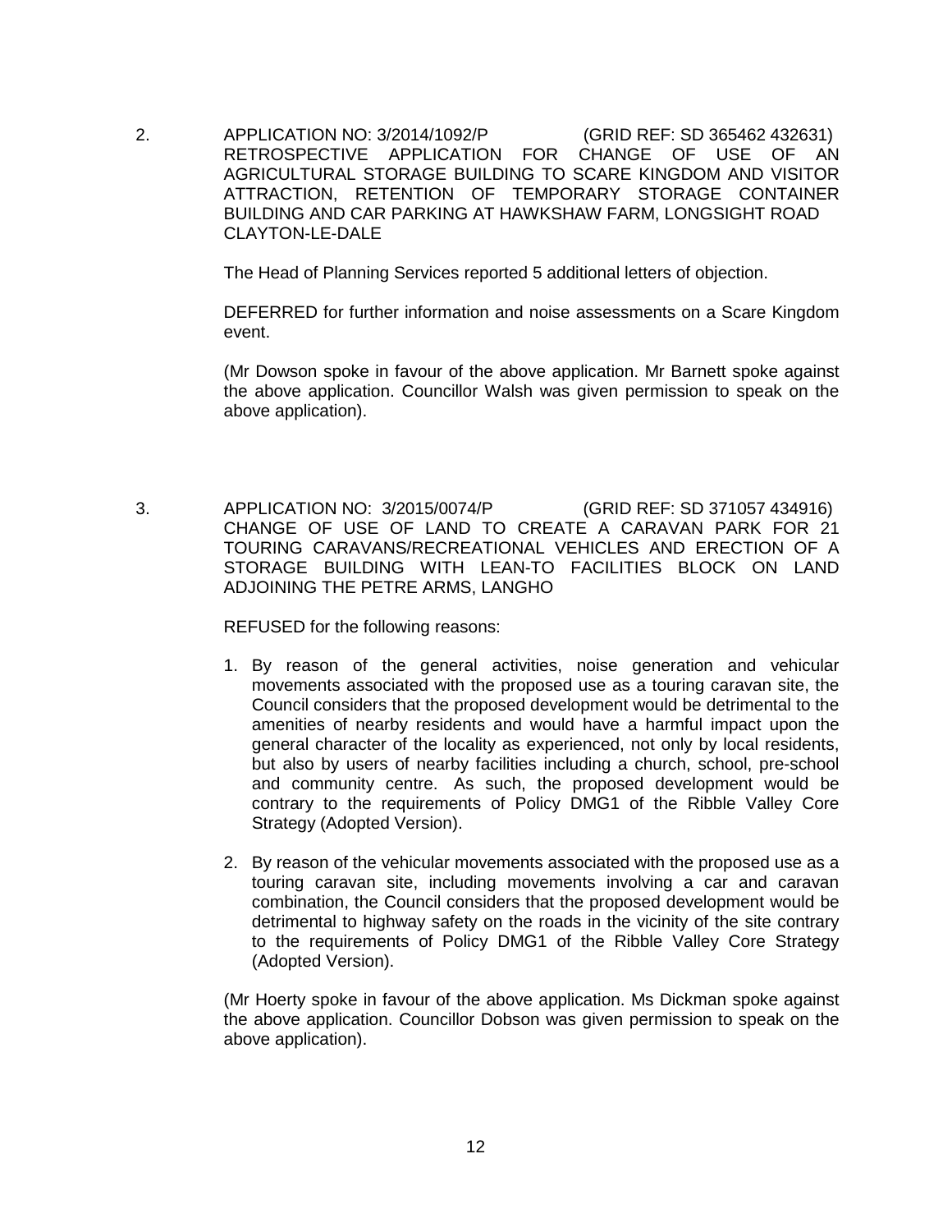2. APPLICATION NO: 3/2014/1092/P (GRID REF: SD 365462 432631)
RETROSPECTIVE APPLICATION FOR CHANGE OF USE OF AN AGRICULTURAL STORAGE BUILDING TO SCARE KINGDOM AND VISITOR ATTRACTION, RETENTION OF TEMPORARY STORAGE CONTAINER BUILDING AND CAR PARKING AT HAWKSHAW FARM, LONGSIGHT ROAD CLAYTON-LE-DALE

The Head of Planning Services reported 5 additional letters of objection.

DEFERRED for further information and noise assessments on a Scare Kingdom event.

(Mr Dowson spoke in favour of the above application. Mr Barnett spoke against the above application. Councillor Walsh was given permission to speak on the above application).

3. APPLICATION NO: 3/2015/0074/P (GRID REF: SD 371057 434916)
CHANGE OF USE OF LAND TO CREATE A CARAVAN PARK FOR 21 TOURING CARAVANS/RECREATIONAL VEHICLES AND ERECTION OF A STORAGE BUILDING WITH LEAN-TO FACILITIES BLOCK ON LAND ADJOINING THE PETRE ARMS, LANGHO

REFUSED for the following reasons:

1. By reason of the general activities, noise generation and vehicular movements associated with the proposed use as a touring caravan site, the Council considers that the proposed development would be detrimental to the amenities of nearby residents and would have a harmful impact upon the general character of the locality as experienced, not only by local residents, but also by users of nearby facilities including a church, school, pre-school and community centre. As such, the proposed development would be contrary to the requirements of Policy DMG1 of the Ribble Valley Core Strategy (Adopted Version).

2. By reason of the vehicular movements associated with the proposed use as a touring caravan site, including movements involving a car and caravan combination, the Council considers that the proposed development would be detrimental to highway safety on the roads in the vicinity of the site contrary to the requirements of Policy DMG1 of the Ribble Valley Core Strategy (Adopted Version).

(Mr Hoerty spoke in favour of the above application. Ms Dickman spoke against the above application. Councillor Dobson was given permission to speak on the above application).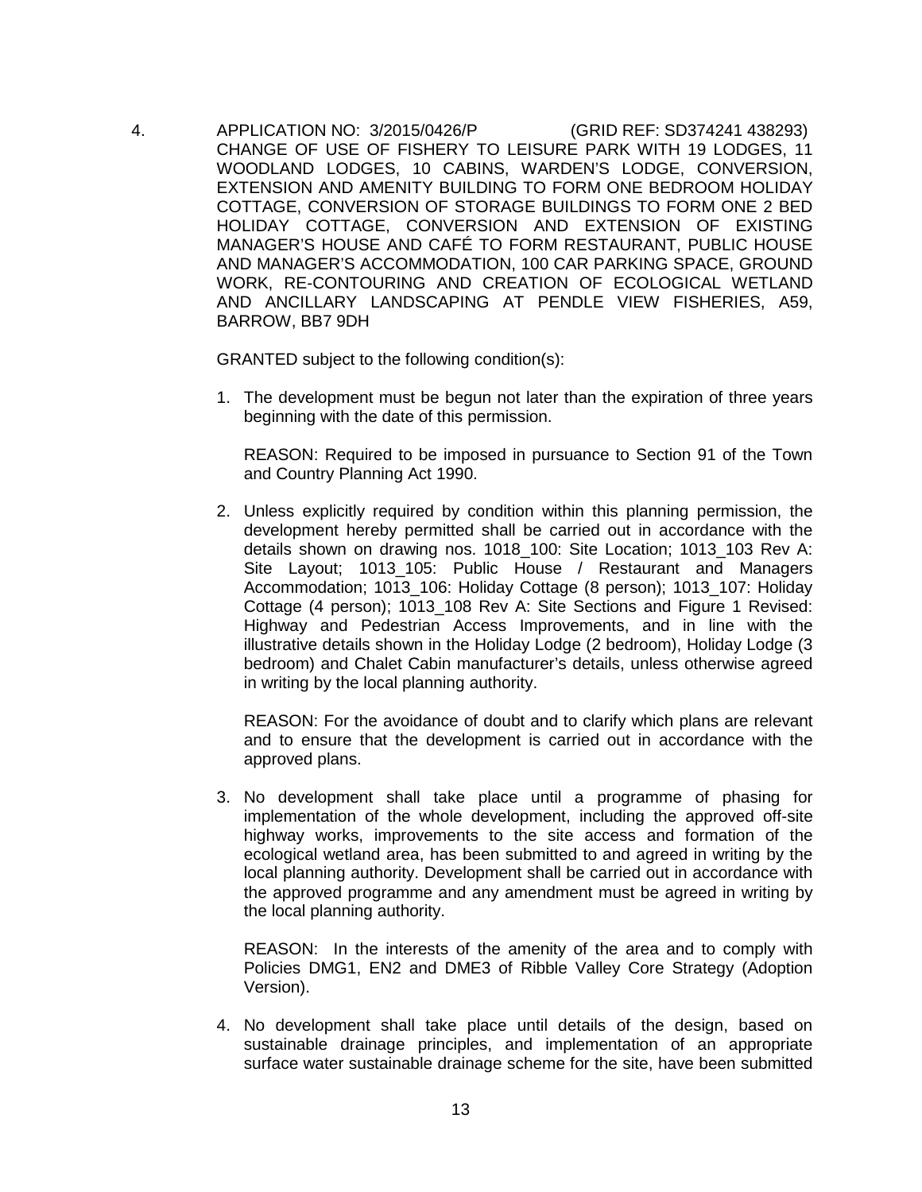4. APPLICATION NO: 3/2015/0426/P (GRID REF: SD374241 438293)
CHANGE OF USE OF FISHERY TO LEISURE PARK WITH 19 LODGES, 11 WOODLAND LODGES, 10 CABINS, WARDEN'S LODGE, CONVERSION, EXTENSION AND AMENITY BUILDING TO FORM ONE BEDROOM HOLIDAY COTTAGE, CONVERSION OF STORAGE BUILDINGS TO FORM ONE 2 BED HOLIDAY COTTAGE, CONVERSION AND EXTENSION OF EXISTING MANAGER'S HOUSE AND CAFÉ TO FORM RESTAURANT, PUBLIC HOUSE AND MANAGER'S ACCOMMODATION, 100 CAR PARKING SPACE, GROUND WORK, RE-CONTOURING AND CREATION OF ECOLOGICAL WETLAND AND ANCILLARY LANDSCAPING AT PENDLE VIEW FISHERIES, A59, BARROW, BB7 9DH

GRANTED subject to the following condition(s):

1. The development must be begun not later than the expiration of three years beginning with the date of this permission.

   REASON: Required to be imposed in pursuance to Section 91 of the Town and Country Planning Act 1990.

2. Unless explicitly required by condition within this planning permission, the development hereby permitted shall be carried out in accordance with the details shown on drawing nos. 1018_100: Site Location; 1013_103 Rev A: Site Layout; 1013_105: Public House / Restaurant and Managers Accommodation; 1013_106: Holiday Cottage (8 person); 1013_107: Holiday Cottage (4 person); 1013_108 Rev A: Site Sections and Figure 1 Revised: Highway and Pedestrian Access Improvements, and in line with the illustrative details shown in the Holiday Lodge (2 bedroom), Holiday Lodge (3 bedroom) and Chalet Cabin manufacturer's details, unless otherwise agreed in writing by the local planning authority.

   REASON: For the avoidance of doubt and to clarify which plans are relevant and to ensure that the development is carried out in accordance with the approved plans.

3. No development shall take place until a programme of phasing for implementation of the whole development, including the approved off-site highway works, improvements to the site access and formation of the ecological wetland area, has been submitted to and agreed in writing by the local planning authority. Development shall be carried out in accordance with the approved programme and any amendment must be agreed in writing by the local planning authority.

   REASON: In the interests of the amenity of the area and to comply with Policies DMG1, EN2 and DME3 of Ribble Valley Core Strategy (Adoption Version).

4. No development shall take place until details of the design, based on sustainable drainage principles, and implementation of an appropriate surface water sustainable drainage scheme for the site, have been submitted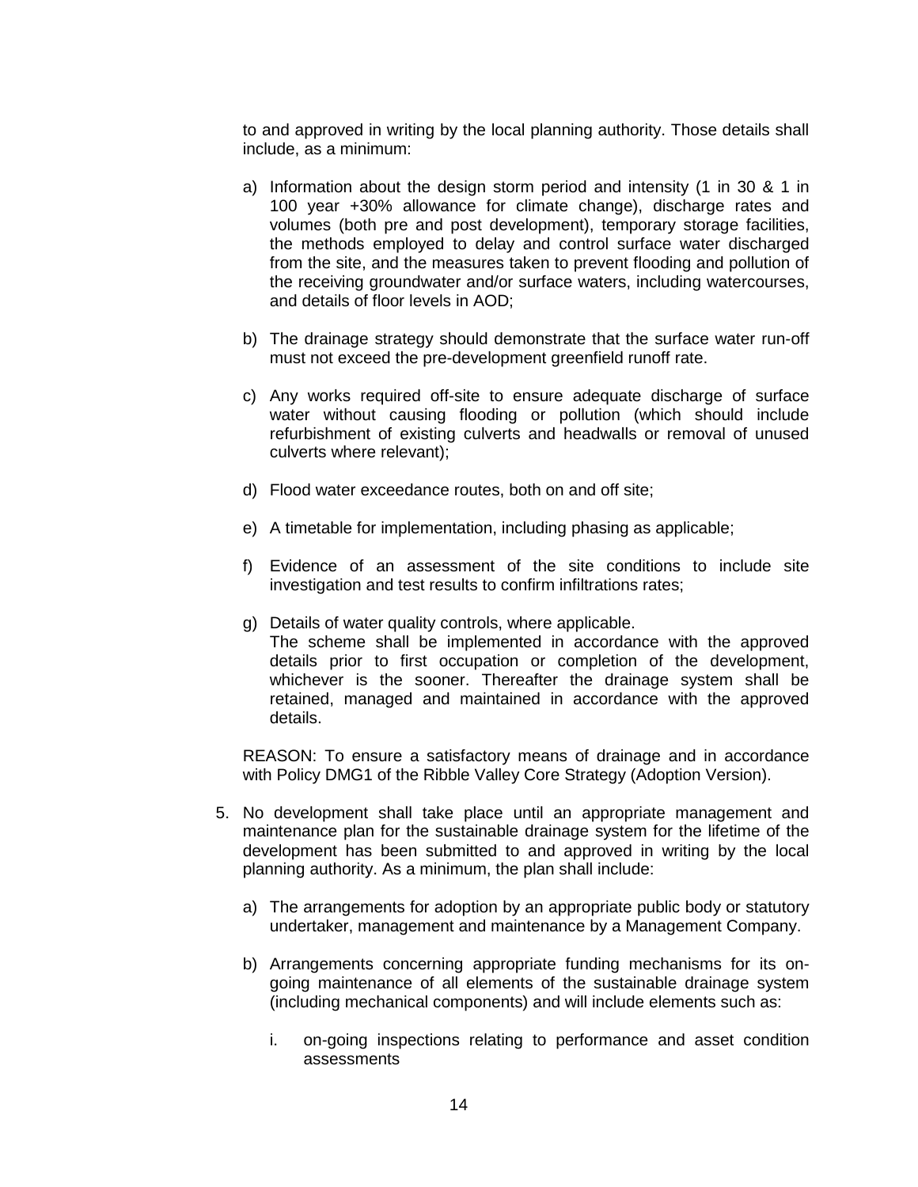to and approved in writing by the local planning authority. Those details shall include, as a minimum:

a) Information about the design storm period and intensity (1 in 30 & 1 in 100 year +30% allowance for climate change), discharge rates and volumes (both pre and post development), temporary storage facilities, the methods employed to delay and control surface water discharged from the site, and the measures taken to prevent flooding and pollution of the receiving groundwater and/or surface waters, including watercourses, and details of floor levels in AOD;

b) The drainage strategy should demonstrate that the surface water run-off must not exceed the pre-development greenfield runoff rate.

c) Any works required off-site to ensure adequate discharge of surface water without causing flooding or pollution (which should include refurbishment of existing culverts and headwalls or removal of unused culverts where relevant);

d) Flood water exceedance routes, both on and off site;

e) A timetable for implementation, including phasing as applicable;

f) Evidence of an assessment of the site conditions to include site investigation and test results to confirm infiltrations rates;

g) Details of water quality controls, where applicable.
The scheme shall be implemented in accordance with the approved details prior to first occupation or completion of the development, whichever is the sooner. Thereafter the drainage system shall be retained, managed and maintained in accordance with the approved details.

REASON: To ensure a satisfactory means of drainage and in accordance with Policy DMG1 of the Ribble Valley Core Strategy (Adoption Version).

5. No development shall take place until an appropriate management and maintenance plan for the sustainable drainage system for the lifetime of the development has been submitted to and approved in writing by the local planning authority. As a minimum, the plan shall include:

   a) The arrangements for adoption by an appropriate public body or statutory undertaker, management and maintenance by a Management Company.

   b) Arrangements concerning appropriate funding mechanisms for its on-going maintenance of all elements of the sustainable drainage system (including mechanical components) and will include elements such as:

      i. on-going inspections relating to performance and asset condition assessments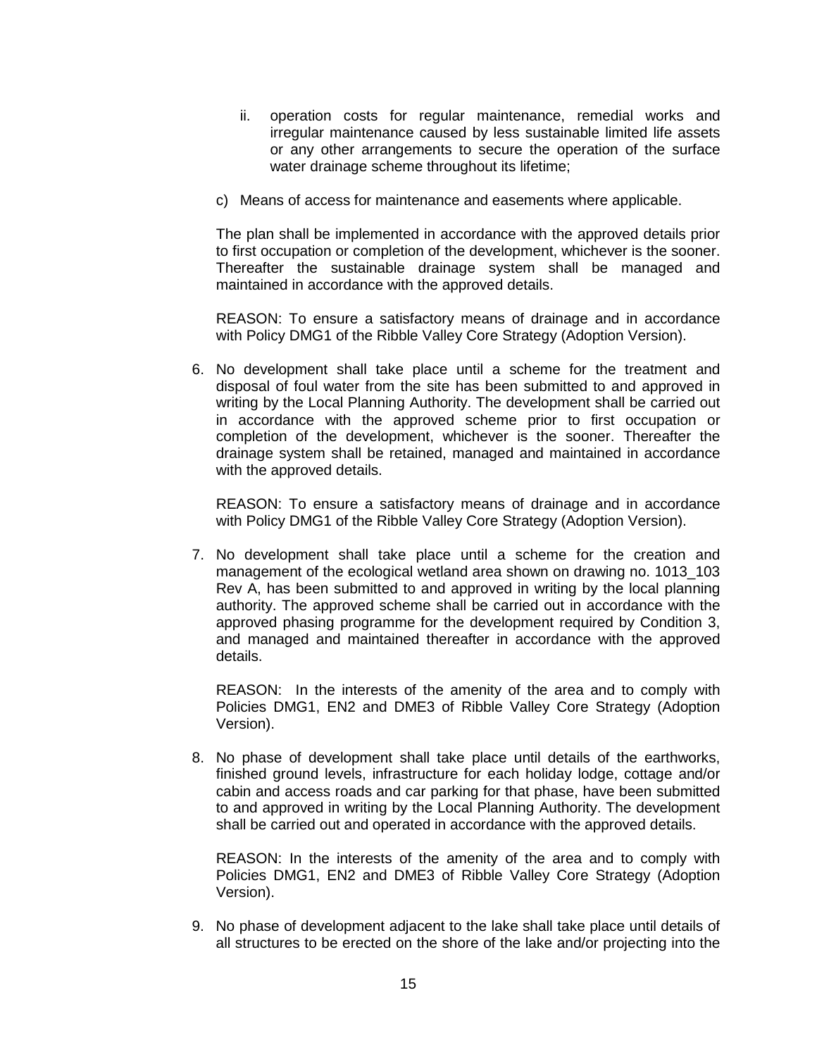ii. operation costs for regular maintenance, remedial works and irregular maintenance caused by less sustainable limited life assets or any other arrangements to secure the operation of the surface water drainage scheme throughout its lifetime;

c) Means of access for maintenance and easements where applicable.

The plan shall be implemented in accordance with the approved details prior to first occupation or completion of the development, whichever is the sooner. Thereafter the sustainable drainage system shall be managed and maintained in accordance with the approved details.

REASON: To ensure a satisfactory means of drainage and in accordance with Policy DMG1 of the Ribble Valley Core Strategy (Adoption Version).

6. No development shall take place until a scheme for the treatment and disposal of foul water from the site has been submitted to and approved in writing by the Local Planning Authority. The development shall be carried out in accordance with the approved scheme prior to first occupation or completion of the development, whichever is the sooner. Thereafter the drainage system shall be retained, managed and maintained in accordance with the approved details.

   REASON: To ensure a satisfactory means of drainage and in accordance with Policy DMG1 of the Ribble Valley Core Strategy (Adoption Version).

7. No development shall take place until a scheme for the creation and management of the ecological wetland area shown on drawing no. 1013_103 Rev A, has been submitted to and approved in writing by the local planning authority. The approved scheme shall be carried out in accordance with the approved phasing programme for the development required by Condition 3, and managed and maintained thereafter in accordance with the approved details.

   REASON: In the interests of the amenity of the area and to comply with Policies DMG1, EN2 and DME3 of Ribble Valley Core Strategy (Adoption Version).

8. No phase of development shall take place until details of the earthworks, finished ground levels, infrastructure for each holiday lodge, cottage and/or cabin and access roads and car parking for that phase, have been submitted to and approved in writing by the Local Planning Authority. The development shall be carried out and operated in accordance with the approved details.

   REASON: In the interests of the amenity of the area and to comply with Policies DMG1, EN2 and DME3 of Ribble Valley Core Strategy (Adoption Version).

9. No phase of development adjacent to the lake shall take place until details of all structures to be erected on the shore of the lake and/or projecting into the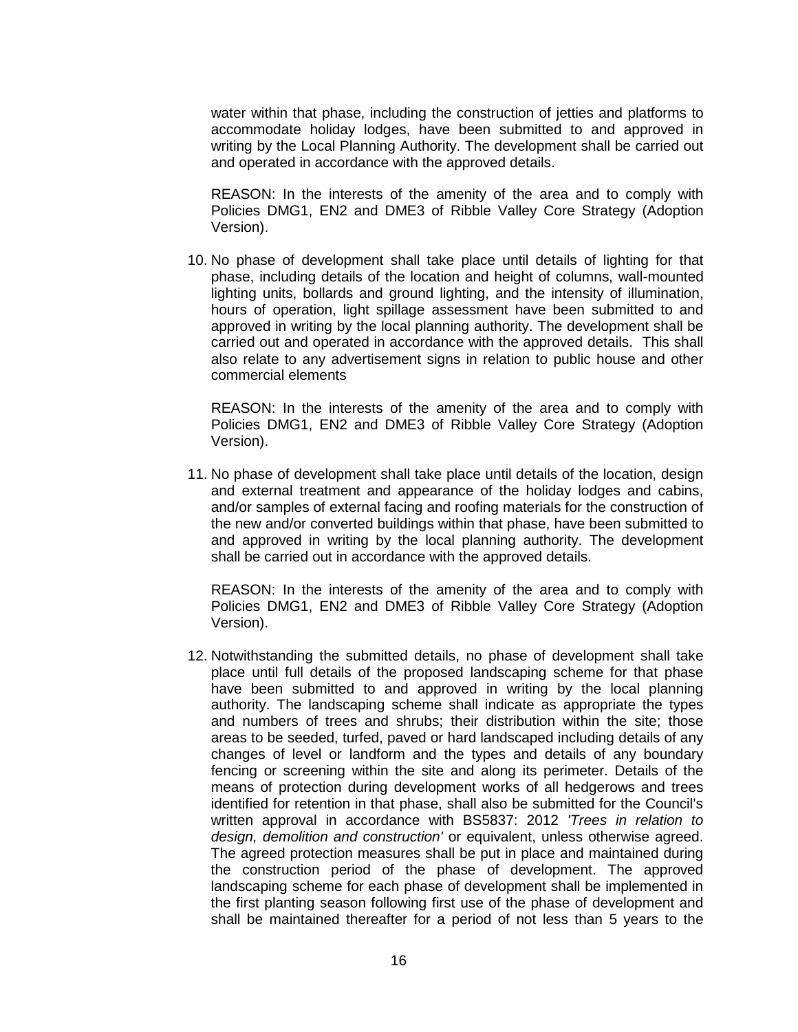water within that phase, including the construction of jetties and platforms to accommodate holiday lodges, have been submitted to and approved in writing by the Local Planning Authority. The development shall be carried out and operated in accordance with the approved details.

REASON: In the interests of the amenity of the area and to comply with Policies DMG1, EN2 and DME3 of Ribble Valley Core Strategy (Adoption Version).

10. No phase of development shall take place until details of lighting for that phase, including details of the location and height of columns, wall-mounted lighting units, bollards and ground lighting, and the intensity of illumination, hours of operation, light spillage assessment have been submitted to and approved in writing by the local planning authority. The development shall be carried out and operated in accordance with the approved details. This shall also relate to any advertisement signs in relation to public house and other commercial elements

    REASON: In the interests of the amenity of the area and to comply with Policies DMG1, EN2 and DME3 of Ribble Valley Core Strategy (Adoption Version).

11. No phase of development shall take place until details of the location, design and external treatment and appearance of the holiday lodges and cabins, and/or samples of external facing and roofing materials for the construction of the new and/or converted buildings within that phase, have been submitted to and approved in writing by the local planning authority. The development shall be carried out in accordance with the approved details.

    REASON: In the interests of the amenity of the area and to comply with Policies DMG1, EN2 and DME3 of Ribble Valley Core Strategy (Adoption Version).

12. Notwithstanding the submitted details, no phase of development shall take place until full details of the proposed landscaping scheme for that phase have been submitted to and approved in writing by the local planning authority. The landscaping scheme shall indicate as appropriate the types and numbers of trees and shrubs; their distribution within the site; those areas to be seeded, turfed, paved or hard landscaped including details of any changes of level or landform and the types and details of any boundary fencing or screening within the site and along its perimeter. Details of the means of protection during development works of all hedgerows and trees identified for retention in that phase, shall also be submitted for the Council's written approval in accordance with BS5837: 2012 *'Trees in relation to design, demolition and construction'* or equivalent, unless otherwise agreed. The agreed protection measures shall be put in place and maintained during the construction period of the phase of development. The approved landscaping scheme for each phase of development shall be implemented in the first planting season following first use of the phase of development and shall be maintained thereafter for a period of not less than 5 years to the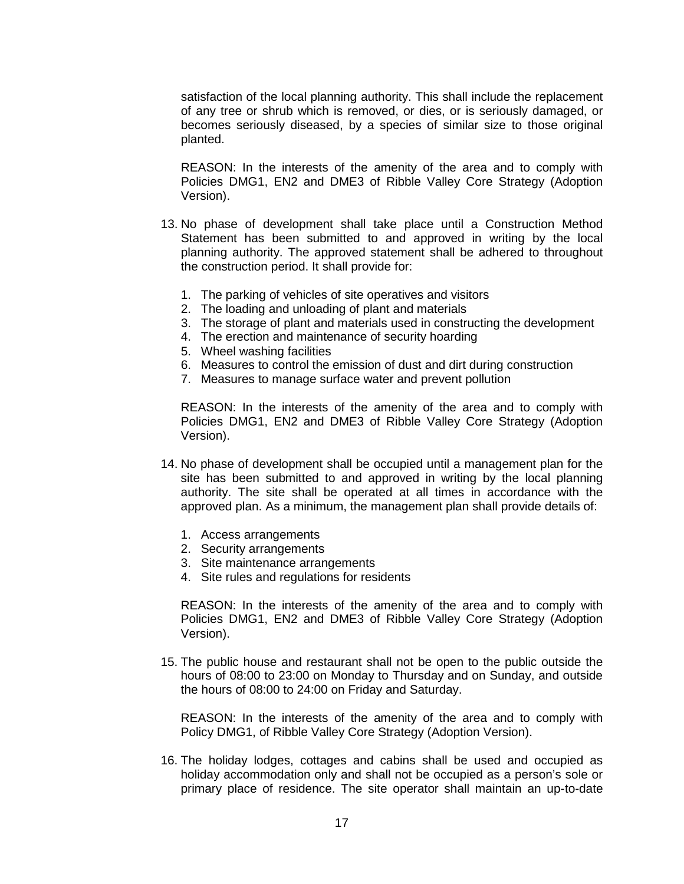satisfaction of the local planning authority. This shall include the replacement of any tree or shrub which is removed, or dies, or is seriously damaged, or becomes seriously diseased, by a species of similar size to those original planted.

REASON: In the interests of the amenity of the area and to comply with Policies DMG1, EN2 and DME3 of Ribble Valley Core Strategy (Adoption Version).

13. No phase of development shall take place until a Construction Method Statement has been submitted to and approved in writing by the local planning authority. The approved statement shall be adhered to throughout the construction period. It shall provide for:

    1. The parking of vehicles of site operatives and visitors
    2. The loading and unloading of plant and materials
    3. The storage of plant and materials used in constructing the development
    4. The erection and maintenance of security hoarding
    5. Wheel washing facilities
    6. Measures to control the emission of dust and dirt during construction
    7. Measures to manage surface water and prevent pollution

    REASON: In the interests of the amenity of the area and to comply with Policies DMG1, EN2 and DME3 of Ribble Valley Core Strategy (Adoption Version).

14. No phase of development shall be occupied until a management plan for the site has been submitted to and approved in writing by the local planning authority. The site shall be operated at all times in accordance with the approved plan. As a minimum, the management plan shall provide details of:

    1. Access arrangements
    2. Security arrangements
    3. Site maintenance arrangements
    4. Site rules and regulations for residents

    REASON: In the interests of the amenity of the area and to comply with Policies DMG1, EN2 and DME3 of Ribble Valley Core Strategy (Adoption Version).

15. The public house and restaurant shall not be open to the public outside the hours of 08:00 to 23:00 on Monday to Thursday and on Sunday, and outside the hours of 08:00 to 24:00 on Friday and Saturday.

    REASON: In the interests of the amenity of the area and to comply with Policy DMG1, of Ribble Valley Core Strategy (Adoption Version).

16. The holiday lodges, cottages and cabins shall be used and occupied as holiday accommodation only and shall not be occupied as a person's sole or primary place of residence. The site operator shall maintain an up-to-date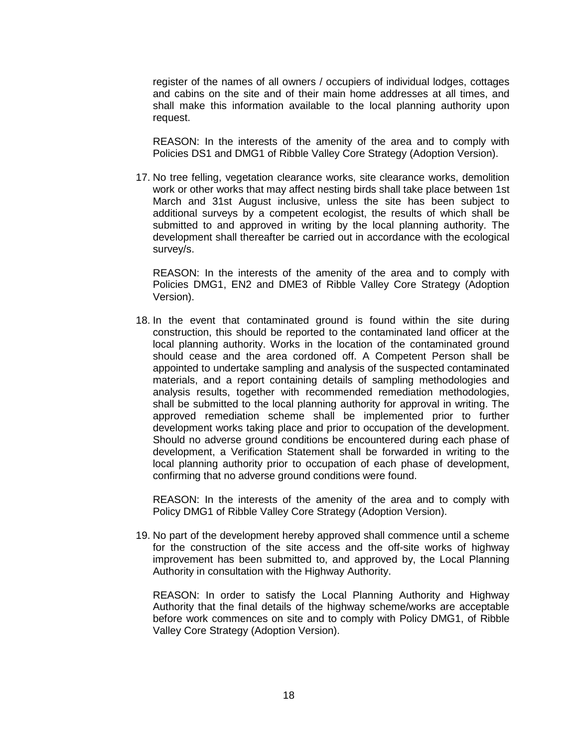register of the names of all owners / occupiers of individual lodges, cottages and cabins on the site and of their main home addresses at all times, and shall make this information available to the local planning authority upon request.

REASON: In the interests of the amenity of the area and to comply with Policies DS1 and DMG1 of Ribble Valley Core Strategy (Adoption Version).

17. No tree felling, vegetation clearance works, site clearance works, demolition work or other works that may affect nesting birds shall take place between 1st March and 31st August inclusive, unless the site has been subject to additional surveys by a competent ecologist, the results of which shall be submitted to and approved in writing by the local planning authority. The development shall thereafter be carried out in accordance with the ecological survey/s.

    REASON: In the interests of the amenity of the area and to comply with Policies DMG1, EN2 and DME3 of Ribble Valley Core Strategy (Adoption Version).

18. In the event that contaminated ground is found within the site during construction, this should be reported to the contaminated land officer at the local planning authority. Works in the location of the contaminated ground should cease and the area cordoned off. A Competent Person shall be appointed to undertake sampling and analysis of the suspected contaminated materials, and a report containing details of sampling methodologies and analysis results, together with recommended remediation methodologies, shall be submitted to the local planning authority for approval in writing. The approved remediation scheme shall be implemented prior to further development works taking place and prior to occupation of the development. Should no adverse ground conditions be encountered during each phase of development, a Verification Statement shall be forwarded in writing to the local planning authority prior to occupation of each phase of development, confirming that no adverse ground conditions were found.

    REASON: In the interests of the amenity of the area and to comply with Policy DMG1 of Ribble Valley Core Strategy (Adoption Version).

19. No part of the development hereby approved shall commence until a scheme for the construction of the site access and the off-site works of highway improvement has been submitted to, and approved by, the Local Planning Authority in consultation with the Highway Authority.

    REASON: In order to satisfy the Local Planning Authority and Highway Authority that the final details of the highway scheme/works are acceptable before work commences on site and to comply with Policy DMG1, of Ribble Valley Core Strategy (Adoption Version).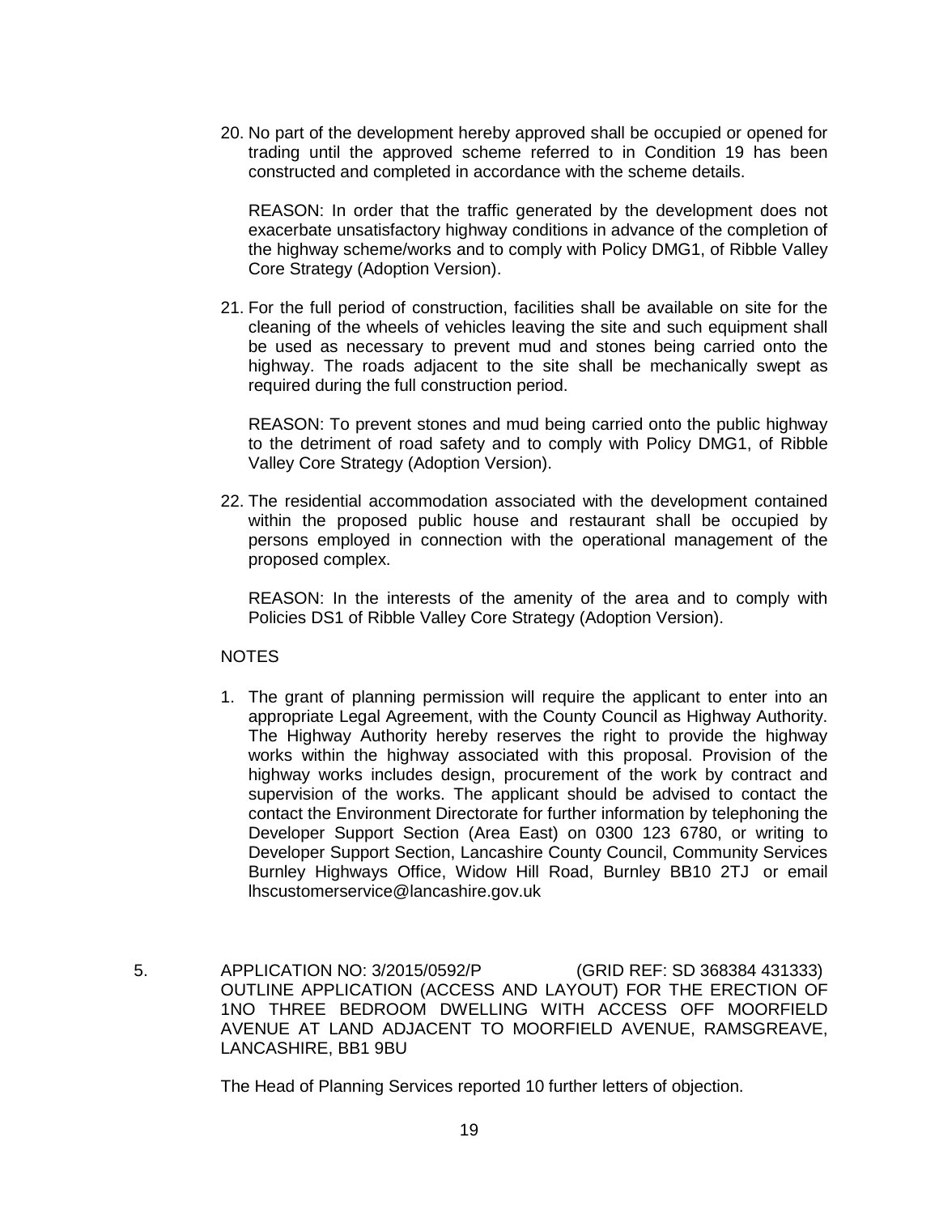20. No part of the development hereby approved shall be occupied or opened for trading until the approved scheme referred to in Condition 19 has been constructed and completed in accordance with the scheme details.

    REASON: In order that the traffic generated by the development does not exacerbate unsatisfactory highway conditions in advance of the completion of the highway scheme/works and to comply with Policy DMG1, of Ribble Valley Core Strategy (Adoption Version).

21. For the full period of construction, facilities shall be available on site for the cleaning of the wheels of vehicles leaving the site and such equipment shall be used as necessary to prevent mud and stones being carried onto the highway. The roads adjacent to the site shall be mechanically swept as required during the full construction period.

    REASON: To prevent stones and mud being carried onto the public highway to the detriment of road safety and to comply with Policy DMG1, of Ribble Valley Core Strategy (Adoption Version).

22. The residential accommodation associated with the development contained within the proposed public house and restaurant shall be occupied by persons employed in connection with the operational management of the proposed complex.

    REASON: In the interests of the amenity of the area and to comply with Policies DS1 of Ribble Valley Core Strategy (Adoption Version).

NOTES

1. The grant of planning permission will require the applicant to enter into an appropriate Legal Agreement, with the County Council as Highway Authority. The Highway Authority hereby reserves the right to provide the highway works within the highway associated with this proposal. Provision of the highway works includes design, procurement of the work by contract and supervision of the works. The applicant should be advised to contact the contact the Environment Directorate for further information by telephoning the Developer Support Section (Area East) on 0300 123 6780, or writing to Developer Support Section, Lancashire County Council, Community Services Burnley Highways Office, Widow Hill Road, Burnley BB10 2TJ or email lhscustomerservice@lancashire.gov.uk

5. APPLICATION NO: 3/2015/0592/P (GRID REF: SD 368384 431333) OUTLINE APPLICATION (ACCESS AND LAYOUT) FOR THE ERECTION OF 1NO THREE BEDROOM DWELLING WITH ACCESS OFF MOORFIELD AVENUE AT LAND ADJACENT TO MOORFIELD AVENUE, RAMSGREAVE, LANCASHIRE, BB1 9BU

   The Head of Planning Services reported 10 further letters of objection.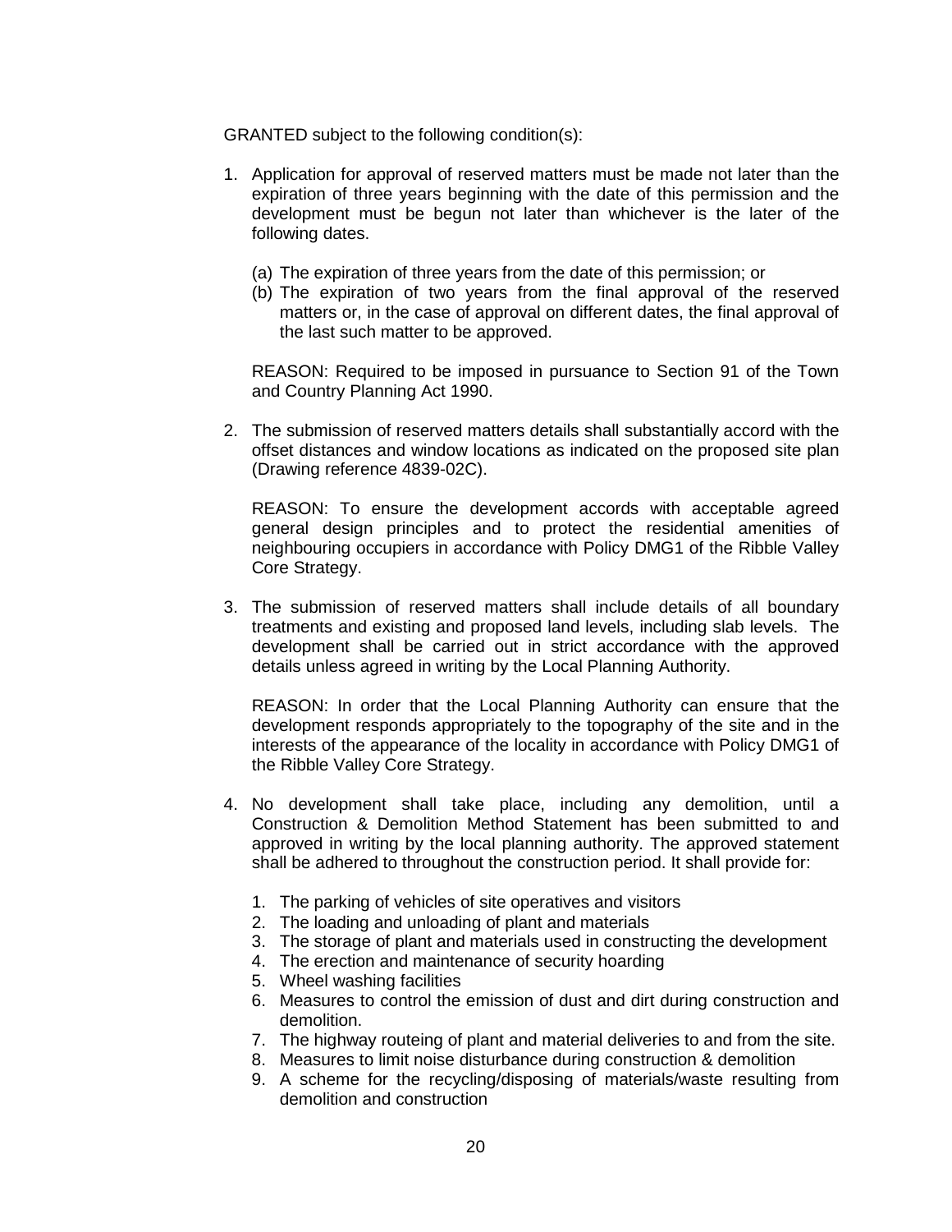GRANTED subject to the following condition(s):

1. Application for approval of reserved matters must be made not later than the expiration of three years beginning with the date of this permission and the development must be begun not later than whichever is the later of the following dates.

   (a) The expiration of three years from the date of this permission; or
   (b) The expiration of two years from the final approval of the reserved matters or, in the case of approval on different dates, the final approval of the last such matter to be approved.

   REASON: Required to be imposed in pursuance to Section 91 of the Town and Country Planning Act 1990.

2. The submission of reserved matters details shall substantially accord with the offset distances and window locations as indicated on the proposed site plan (Drawing reference 4839-02C).

   REASON: To ensure the development accords with acceptable agreed general design principles and to protect the residential amenities of neighbouring occupiers in accordance with Policy DMG1 of the Ribble Valley Core Strategy.

3. The submission of reserved matters shall include details of all boundary treatments and existing and proposed land levels, including slab levels. The development shall be carried out in strict accordance with the approved details unless agreed in writing by the Local Planning Authority.

   REASON: In order that the Local Planning Authority can ensure that the development responds appropriately to the topography of the site and in the interests of the appearance of the locality in accordance with Policy DMG1 of the Ribble Valley Core Strategy.

4. No development shall take place, including any demolition, until a Construction & Demolition Method Statement has been submitted to and approved in writing by the local planning authority. The approved statement shall be adhered to throughout the construction period. It shall provide for:

   1. The parking of vehicles of site operatives and visitors
   2. The loading and unloading of plant and materials
   3. The storage of plant and materials used in constructing the development
   4. The erection and maintenance of security hoarding
   5. Wheel washing facilities
   6. Measures to control the emission of dust and dirt during construction and demolition.
   7. The highway routeing of plant and material deliveries to and from the site.
   8. Measures to limit noise disturbance during construction & demolition
   9. A scheme for the recycling/disposing of materials/waste resulting from demolition and construction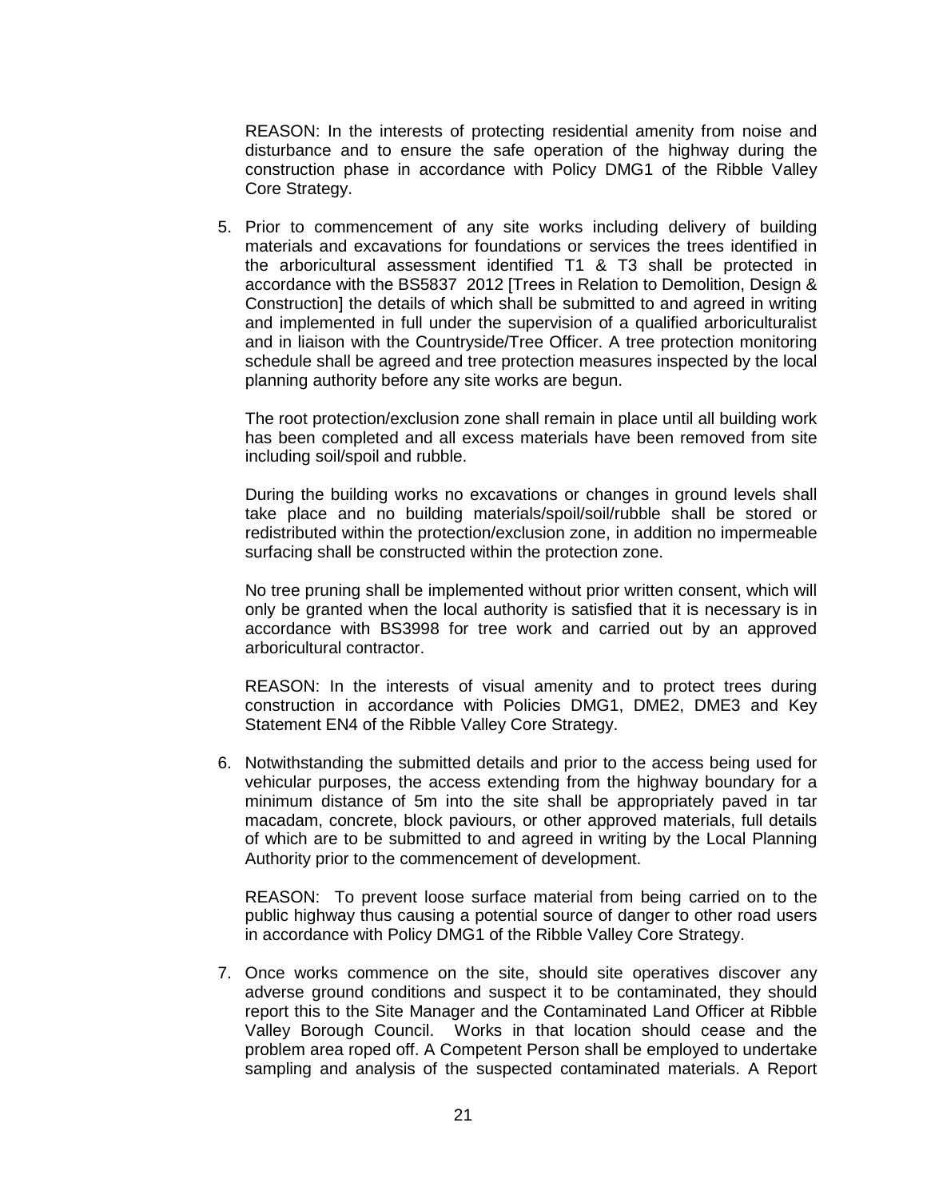REASON: In the interests of protecting residential amenity from noise and disturbance and to ensure the safe operation of the highway during the construction phase in accordance with Policy DMG1 of the Ribble Valley Core Strategy.

5. Prior to commencement of any site works including delivery of building materials and excavations for foundations or services the trees identified in the arboricultural assessment identified T1 & T3 shall be protected in accordance with the BS5837 2012 [Trees in Relation to Demolition, Design & Construction] the details of which shall be submitted to and agreed in writing and implemented in full under the supervision of a qualified arboriculturalist and in liaison with the Countryside/Tree Officer. A tree protection monitoring schedule shall be agreed and tree protection measures inspected by the local planning authority before any site works are begun.

   The root protection/exclusion zone shall remain in place until all building work has been completed and all excess materials have been removed from site including soil/spoil and rubble.

   During the building works no excavations or changes in ground levels shall take place and no building materials/spoil/soil/rubble shall be stored or redistributed within the protection/exclusion zone, in addition no impermeable surfacing shall be constructed within the protection zone.

   No tree pruning shall be implemented without prior written consent, which will only be granted when the local authority is satisfied that it is necessary is in accordance with BS3998 for tree work and carried out by an approved arboricultural contractor.

   REASON: In the interests of visual amenity and to protect trees during construction in accordance with Policies DMG1, DME2, DME3 and Key Statement EN4 of the Ribble Valley Core Strategy.

6. Notwithstanding the submitted details and prior to the access being used for vehicular purposes, the access extending from the highway boundary for a minimum distance of 5m into the site shall be appropriately paved in tar macadam, concrete, block paviours, or other approved materials, full details of which are to be submitted to and agreed in writing by the Local Planning Authority prior to the commencement of development.

   REASON: To prevent loose surface material from being carried on to the public highway thus causing a potential source of danger to other road users in accordance with Policy DMG1 of the Ribble Valley Core Strategy.

7. Once works commence on the site, should site operatives discover any adverse ground conditions and suspect it to be contaminated, they should report this to the Site Manager and the Contaminated Land Officer at Ribble Valley Borough Council. Works in that location should cease and the problem area roped off. A Competent Person shall be employed to undertake sampling and analysis of the suspected contaminated materials. A Report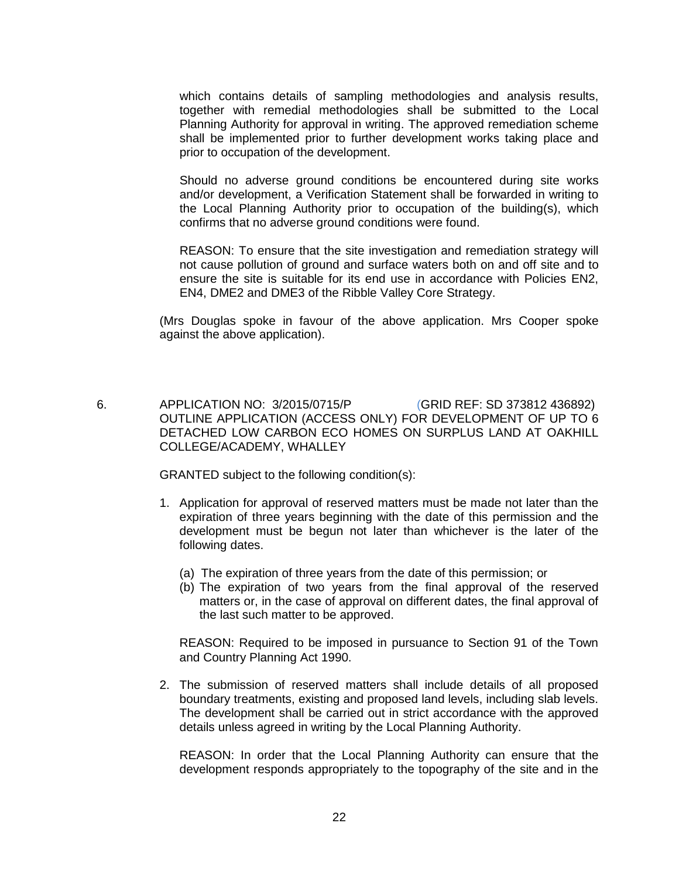which contains details of sampling methodologies and analysis results, together with remedial methodologies shall be submitted to the Local Planning Authority for approval in writing. The approved remediation scheme shall be implemented prior to further development works taking place and prior to occupation of the development.

Should no adverse ground conditions be encountered during site works and/or development, a Verification Statement shall be forwarded in writing to the Local Planning Authority prior to occupation of the building(s), which confirms that no adverse ground conditions were found.

REASON: To ensure that the site investigation and remediation strategy will not cause pollution of ground and surface waters both on and off site and to ensure the site is suitable for its end use in accordance with Policies EN2, EN4, DME2 and DME3 of the Ribble Valley Core Strategy.

(Mrs Douglas spoke in favour of the above application. Mrs Cooper spoke against the above application).

6. APPLICATION NO: 3/2015/0715/P (GRID REF: SD 373812 436892)
OUTLINE APPLICATION (ACCESS ONLY) FOR DEVELOPMENT OF UP TO 6 DETACHED LOW CARBON ECO HOMES ON SURPLUS LAND AT OAKHILL COLLEGE/ACADEMY, WHALLEY

GRANTED subject to the following condition(s):

1. Application for approval of reserved matters must be made not later than the expiration of three years beginning with the date of this permission and the development must be begun not later than whichever is the later of the following dates.

   (a) The expiration of three years from the date of this permission; or
   (b) The expiration of two years from the final approval of the reserved matters or, in the case of approval on different dates, the final approval of the last such matter to be approved.

   REASON: Required to be imposed in pursuance to Section 91 of the Town and Country Planning Act 1990.

2. The submission of reserved matters shall include details of all proposed boundary treatments, existing and proposed land levels, including slab levels. The development shall be carried out in strict accordance with the approved details unless agreed in writing by the Local Planning Authority.

   REASON: In order that the Local Planning Authority can ensure that the development responds appropriately to the topography of the site and in the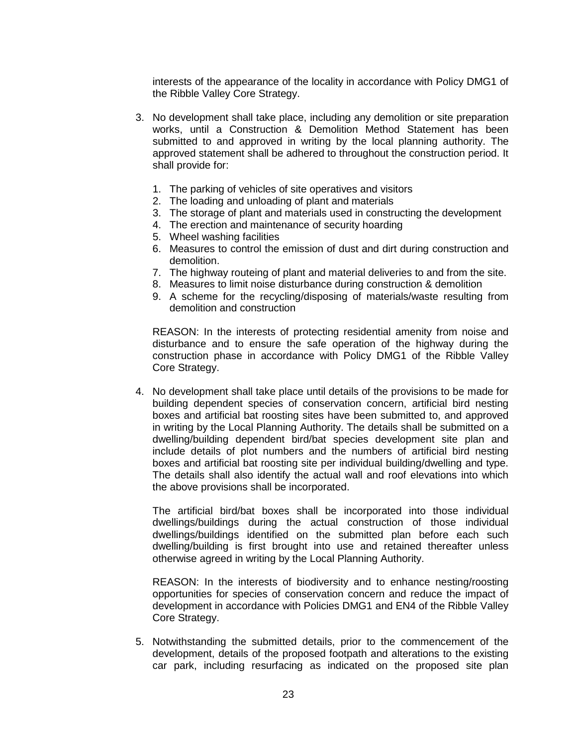interests of the appearance of the locality in accordance with Policy DMG1 of the Ribble Valley Core Strategy.

3. No development shall take place, including any demolition or site preparation works, until a Construction & Demolition Method Statement has been submitted to and approved in writing by the local planning authority. The approved statement shall be adhered to throughout the construction period. It shall provide for:

    1. The parking of vehicles of site operatives and visitors
    2. The loading and unloading of plant and materials
    3. The storage of plant and materials used in constructing the development
    4. The erection and maintenance of security hoarding
    5. Wheel washing facilities
    6. Measures to control the emission of dust and dirt during construction and demolition.
    7. The highway routeing of plant and material deliveries to and from the site.
    8. Measures to limit noise disturbance during construction & demolition
    9. A scheme for the recycling/disposing of materials/waste resulting from demolition and construction

    REASON: In the interests of protecting residential amenity from noise and disturbance and to ensure the safe operation of the highway during the construction phase in accordance with Policy DMG1 of the Ribble Valley Core Strategy.

4. No development shall take place until details of the provisions to be made for building dependent species of conservation concern, artificial bird nesting boxes and artificial bat roosting sites have been submitted to, and approved in writing by the Local Planning Authority. The details shall be submitted on a dwelling/building dependent bird/bat species development site plan and include details of plot numbers and the numbers of artificial bird nesting boxes and artificial bat roosting site per individual building/dwelling and type. The details shall also identify the actual wall and roof elevations into which the above provisions shall be incorporated.

    The artificial bird/bat boxes shall be incorporated into those individual dwellings/buildings during the actual construction of those individual dwellings/buildings identified on the submitted plan before each such dwelling/building is first brought into use and retained thereafter unless otherwise agreed in writing by the Local Planning Authority.

    REASON: In the interests of biodiversity and to enhance nesting/roosting opportunities for species of conservation concern and reduce the impact of development in accordance with Policies DMG1 and EN4 of the Ribble Valley Core Strategy.

5. Notwithstanding the submitted details, prior to the commencement of the development, details of the proposed footpath and alterations to the existing car park, including resurfacing as indicated on the proposed site plan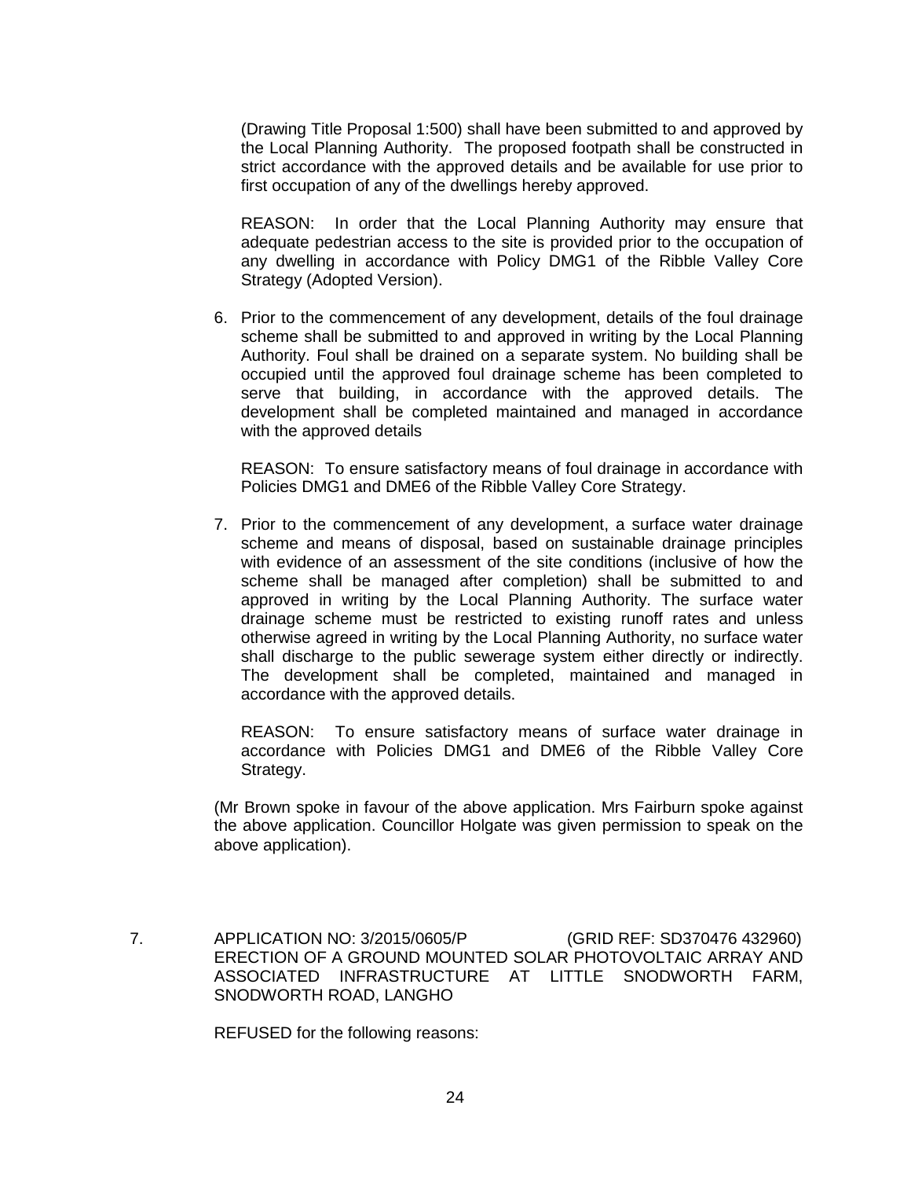(Drawing Title Proposal 1:500) shall have been submitted to and approved by the Local Planning Authority. The proposed footpath shall be constructed in strict accordance with the approved details and be available for use prior to first occupation of any of the dwellings hereby approved.

REASON: In order that the Local Planning Authority may ensure that adequate pedestrian access to the site is provided prior to the occupation of any dwelling in accordance with Policy DMG1 of the Ribble Valley Core Strategy (Adopted Version).

6. Prior to the commencement of any development, details of the foul drainage scheme shall be submitted to and approved in writing by the Local Planning Authority. Foul shall be drained on a separate system. No building shall be occupied until the approved foul drainage scheme has been completed to serve that building, in accordance with the approved details. The development shall be completed maintained and managed in accordance with the approved details

   REASON: To ensure satisfactory means of foul drainage in accordance with Policies DMG1 and DME6 of the Ribble Valley Core Strategy.

7. Prior to the commencement of any development, a surface water drainage scheme and means of disposal, based on sustainable drainage principles with evidence of an assessment of the site conditions (inclusive of how the scheme shall be managed after completion) shall be submitted to and approved in writing by the Local Planning Authority. The surface water drainage scheme must be restricted to existing runoff rates and unless otherwise agreed in writing by the Local Planning Authority, no surface water shall discharge to the public sewerage system either directly or indirectly. The development shall be completed, maintained and managed in accordance with the approved details.

   REASON: To ensure satisfactory means of surface water drainage in accordance with Policies DMG1 and DME6 of the Ribble Valley Core Strategy.

(Mr Brown spoke in favour of the above application. Mrs Fairburn spoke against the above application. Councillor Holgate was given permission to speak on the above application).

7. APPLICATION NO: 3/2015/0605/P (GRID REF: SD370476 432960)
ERECTION OF A GROUND MOUNTED SOLAR PHOTOVOLTAIC ARRAY AND ASSOCIATED INFRASTRUCTURE AT LITTLE SNODWORTH FARM, SNODWORTH ROAD, LANGHO

REFUSED for the following reasons: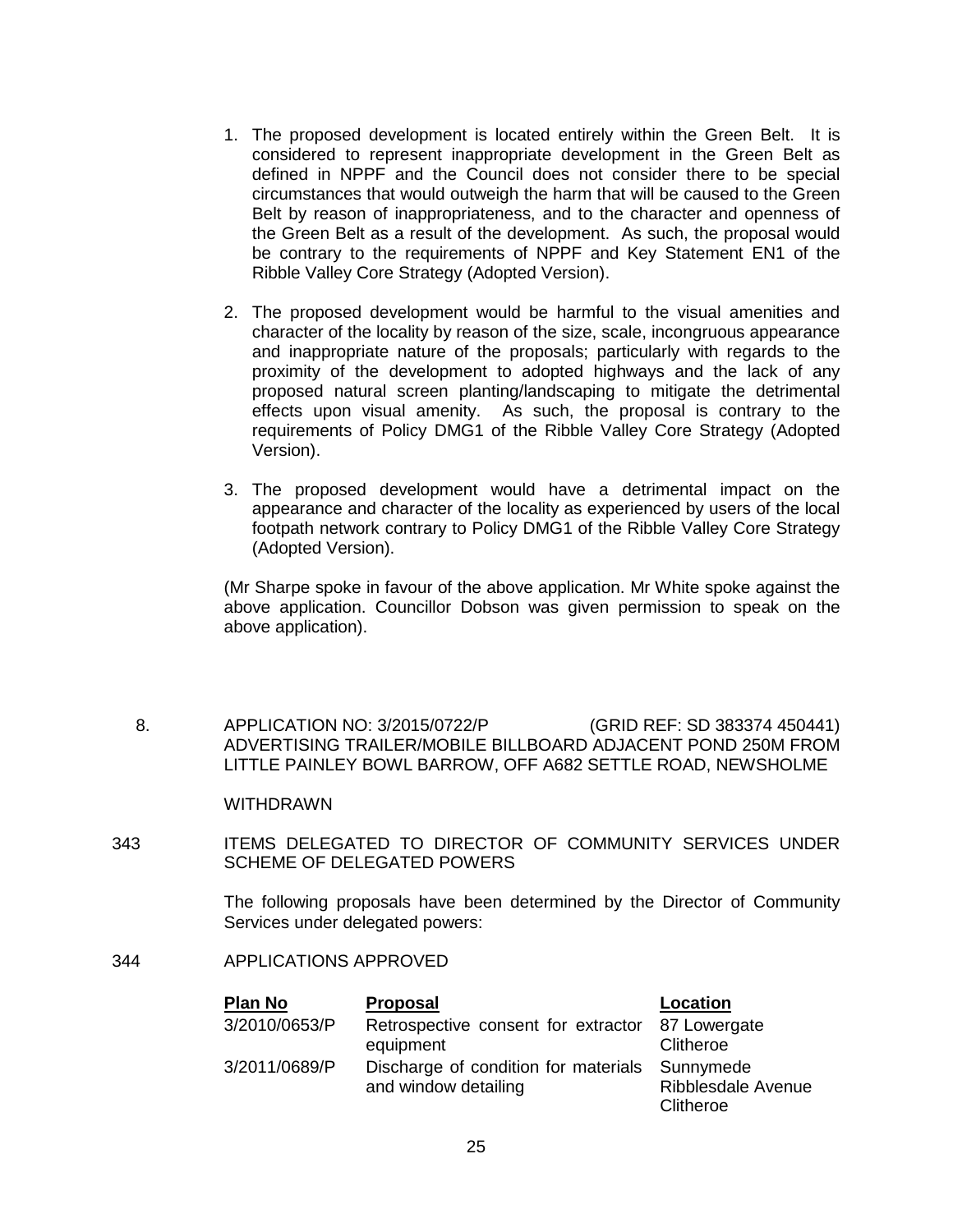1. The proposed development is located entirely within the Green Belt. It is considered to represent inappropriate development in the Green Belt as defined in NPPF and the Council does not consider there to be special circumstances that would outweigh the harm that will be caused to the Green Belt by reason of inappropriateness, and to the character and openness of the Green Belt as a result of the development. As such, the proposal would be contrary to the requirements of NPPF and Key Statement EN1 of the Ribble Valley Core Strategy (Adopted Version).

2. The proposed development would be harmful to the visual amenities and character of the locality by reason of the size, scale, incongruous appearance and inappropriate nature of the proposals; particularly with regards to the proximity of the development to adopted highways and the lack of any proposed natural screen planting/landscaping to mitigate the detrimental effects upon visual amenity. As such, the proposal is contrary to the requirements of Policy DMG1 of the Ribble Valley Core Strategy (Adopted Version).

3. The proposed development would have a detrimental impact on the appearance and character of the locality as experienced by users of the local footpath network contrary to Policy DMG1 of the Ribble Valley Core Strategy (Adopted Version).

(Mr Sharpe spoke in favour of the above application. Mr White spoke against the above application. Councillor Dobson was given permission to speak on the above application).

8. APPLICATION NO: 3/2015/0722/P (GRID REF: SD 383374 450441)
ADVERTISING TRAILER/MOBILE BILLBOARD ADJACENT POND 250M FROM LITTLE PAINLEY BOWL BARROW, OFF A682 SETTLE ROAD, NEWSHOLME

WITHDRAWN

343 ITEMS DELEGATED TO DIRECTOR OF COMMUNITY SERVICES UNDER SCHEME OF DELEGATED POWERS

The following proposals have been determined by the Director of Community Services under delegated powers:

344 APPLICATIONS APPROVED

| **Plan No** | **Proposal** | **Location** |
|---|---|---|
| 3/2010/0653/P | Retrospective consent for extractor equipment | 87 Lowergate Clitheroe |
| 3/2011/0689/P | Discharge of condition for materials and window detailing | Sunnymede Ribblesdale Avenue Clitheroe |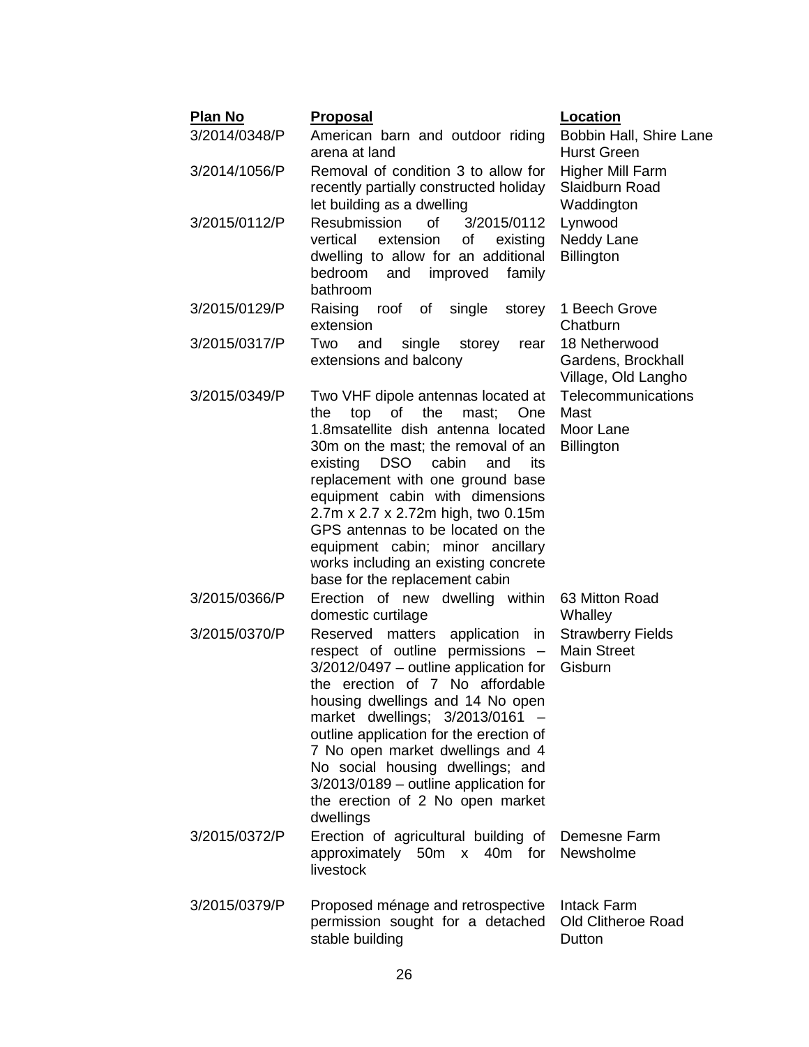| Plan No | Proposal | Location |
|---|---|---|
| 3/2014/0348/P | American barn and outdoor riding arena at land | Bobbin Hall, Shire Lane Hurst Green |
| 3/2014/1056/P | Removal of condition 3 to allow for recently partially constructed holiday let building as a dwelling | Higher Mill Farm Slaidburn Road Waddington |
| 3/2015/0112/P | Resubmission of 3/2015/0112 vertical extension of existing dwelling to allow for an additional bedroom and improved family bathroom | Lynwood Neddy Lane Billington |
| 3/2015/0129/P | Raising roof of single storey extension | 1 Beech Grove Chatburn |
| 3/2015/0317/P | Two and single storey rear extensions and balcony | 18 Netherwood Gardens, Brockhall Village, Old Langho |
| 3/2015/0349/P | Two VHF dipole antennas located at the top of the mast; One 1.8msatellite dish antenna located 30m on the mast; the removal of an existing DSO cabin and its replacement with one ground base equipment cabin with dimensions 2.7m x 2.7 x 2.72m high, two 0.15m GPS antennas to be located on the equipment cabin; minor ancillary works including an existing concrete base for the replacement cabin | Telecommunications Mast Moor Lane Billington |
| 3/2015/0366/P | Erection of new dwelling within domestic curtilage | 63 Mitton Road Whalley |
| 3/2015/0370/P | Reserved matters application in respect of outline permissions – 3/2012/0497 – outline application for the erection of 7 No affordable housing dwellings and 14 No open market dwellings; 3/2013/0161 – outline application for the erection of 7 No open market dwellings and 4 No social housing dwellings; and 3/2013/0189 – outline application for the erection of 2 No open market dwellings | Strawberry Fields Main Street Gisburn |
| 3/2015/0372/P | Erection of agricultural building of approximately 50m x 40m for livestock | Demesne Farm Newsholme |
| 3/2015/0379/P | Proposed ménage and retrospective permission sought for a detached stable building | Intack Farm Old Clitheroe Road Dutton |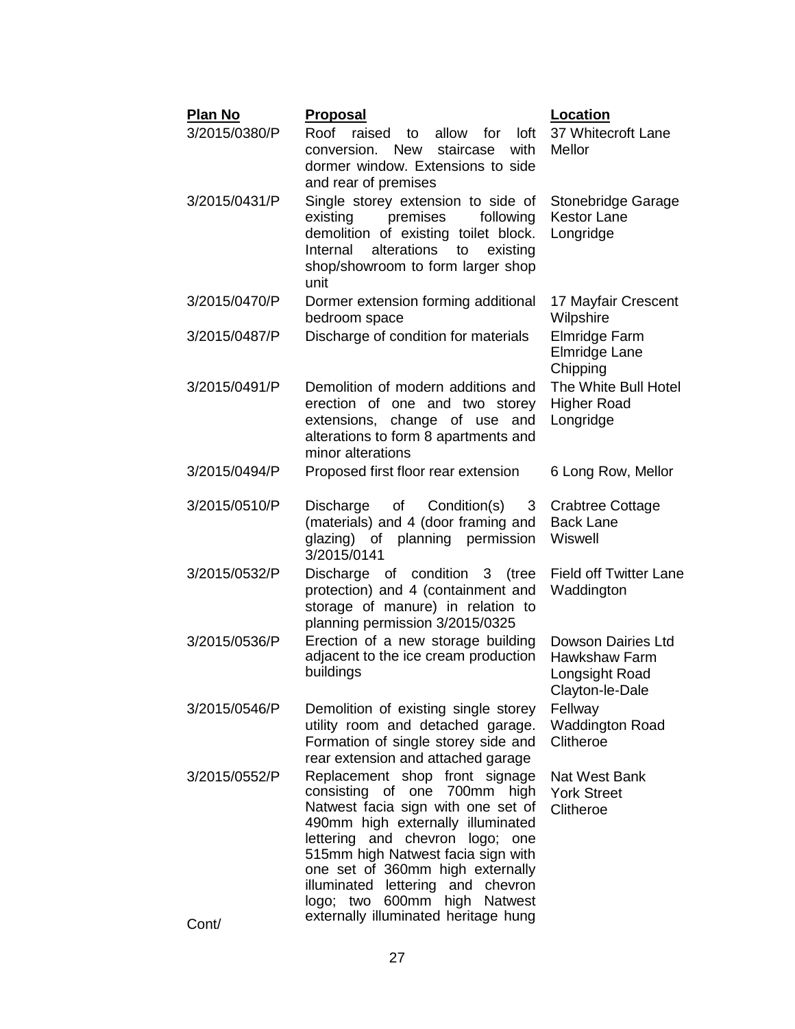| Plan No | Proposal | Location |
|---|---|---|
| 3/2015/0380/P | Roof raised to allow for loft conversion. New staircase with dormer window. Extensions to side and rear of premises | 37 Whitecroft Lane Mellor |
| 3/2015/0431/P | Single storey extension to side of existing premises following demolition of existing toilet block. Internal alterations to existing shop/showroom to form larger shop unit | Stonebridge Garage Kestor Lane Longridge |
| 3/2015/0470/P | Dormer extension forming additional bedroom space | 17 Mayfair Crescent Wilpshire |
| 3/2015/0487/P | Discharge of condition for materials | Elmridge Farm Elmridge Lane Chipping |
| 3/2015/0491/P | Demolition of modern additions and erection of one and two storey extensions, change of use and alterations to form 8 apartments and minor alterations | The White Bull Hotel Higher Road Longridge |
| 3/2015/0494/P | Proposed first floor rear extension | 6 Long Row, Mellor |
| 3/2015/0510/P | Discharge of Condition(s) 3 (materials) and 4 (door framing and glazing) of planning permission 3/2015/0141 | Crabtree Cottage Back Lane Wiswell |
| 3/2015/0532/P | Discharge of condition 3 (tree protection) and 4 (containment and storage of manure) in relation to planning permission 3/2015/0325 | Field off Twitter Lane Waddington |
| 3/2015/0536/P | Erection of a new storage building adjacent to the ice cream production buildings | Dowson Dairies Ltd Hawkshaw Farm Longsight Road Clayton-le-Dale |
| 3/2015/0546/P | Demolition of existing single storey utility room and detached garage. Formation of single storey side and rear extension and attached garage | Fellway Waddington Road Clitheroe |
| 3/2015/0552/P | Replacement shop front signage consisting of one 700mm high Natwest facia sign with one set of 490mm high externally illuminated lettering and chevron logo; one 515mm high Natwest facia sign with one set of 360mm high externally illuminated lettering and chevron logo; two 600mm high Natwest externally illuminated heritage hung | Nat West Bank York Street Clitheroe |

Cont/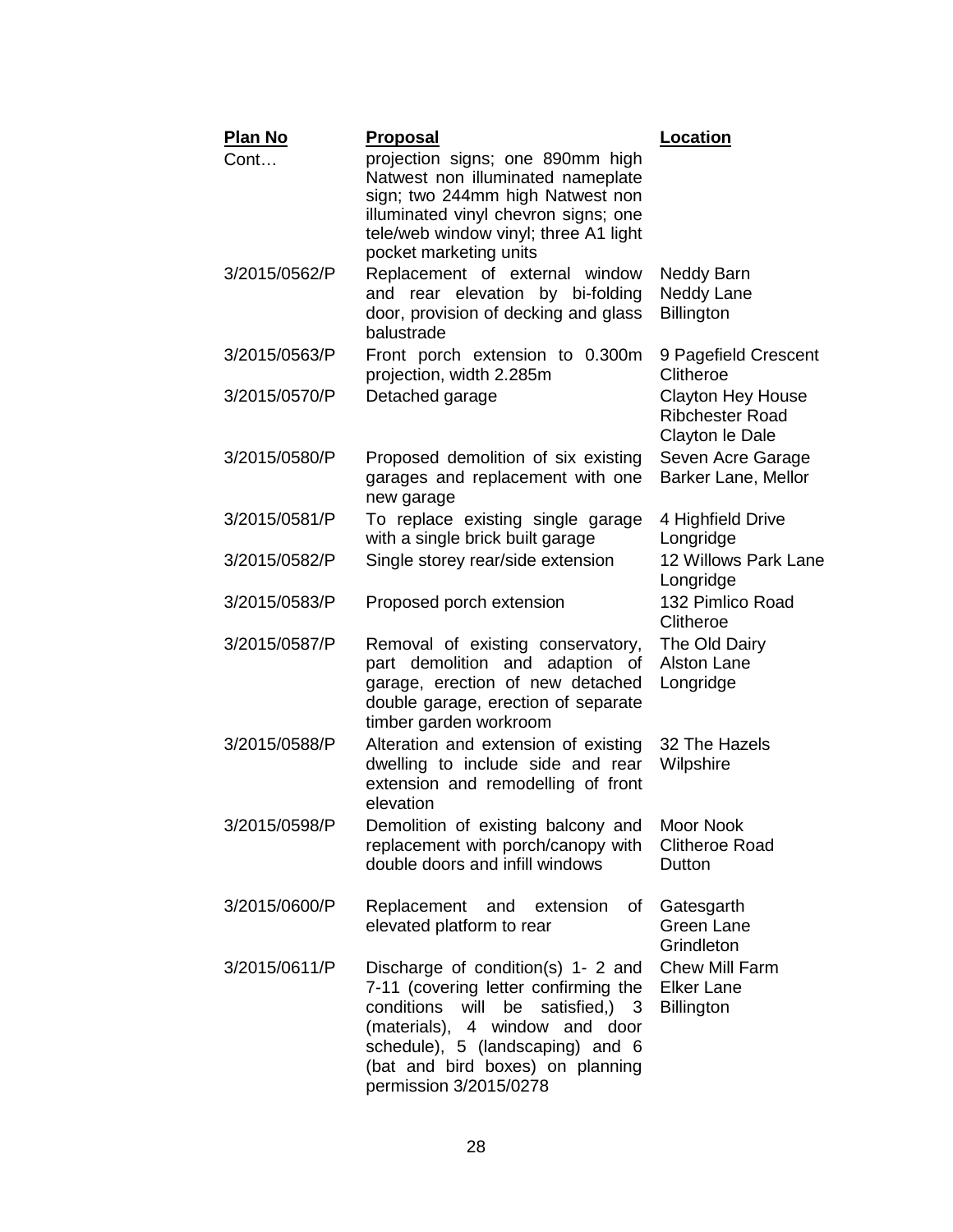| Plan No | Proposal | Location |
|---|---|---|
| Cont… | projection signs; one 890mm high Natwest non illuminated nameplate sign; two 244mm high Natwest non illuminated vinyl chevron signs; one tele/web window vinyl; three A1 light pocket marketing units | |
| 3/2015/0562/P | Replacement of external window and rear elevation by bi-folding door, provision of decking and glass balustrade | Neddy Barn Neddy Lane Billington |
| 3/2015/0563/P | Front porch extension to 0.300m projection, width 2.285m | 9 Pagefield Crescent Clitheroe |
| 3/2015/0570/P | Detached garage | Clayton Hey House Ribchester Road Clayton le Dale |
| 3/2015/0580/P | Proposed demolition of six existing garages and replacement with one new garage | Seven Acre Garage Barker Lane, Mellor |
| 3/2015/0581/P | To replace existing single garage with a single brick built garage | 4 Highfield Drive Longridge |
| 3/2015/0582/P | Single storey rear/side extension | 12 Willows Park Lane Longridge |
| 3/2015/0583/P | Proposed porch extension | 132 Pimlico Road Clitheroe |
| 3/2015/0587/P | Removal of existing conservatory, part demolition and adaption of garage, erection of new detached double garage, erection of separate timber garden workroom | The Old Dairy Alston Lane Longridge |
| 3/2015/0588/P | Alteration and extension of existing dwelling to include side and rear extension and remodelling of front elevation | 32 The Hazels Wilpshire |
| 3/2015/0598/P | Demolition of existing balcony and replacement with porch/canopy with double doors and infill windows | Moor Nook Clitheroe Road Dutton |
| 3/2015/0600/P | Replacement and extension of elevated platform to rear | Gatesgarth Green Lane Grindleton |
| 3/2015/0611/P | Discharge of condition(s) 1- 2 and 7-11 (covering letter confirming the conditions will be satisfied,) 3 (materials), 4 window and door schedule), 5 (landscaping) and 6 (bat and bird boxes) on planning permission 3/2015/0278 | Chew Mill Farm Elker Lane Billington |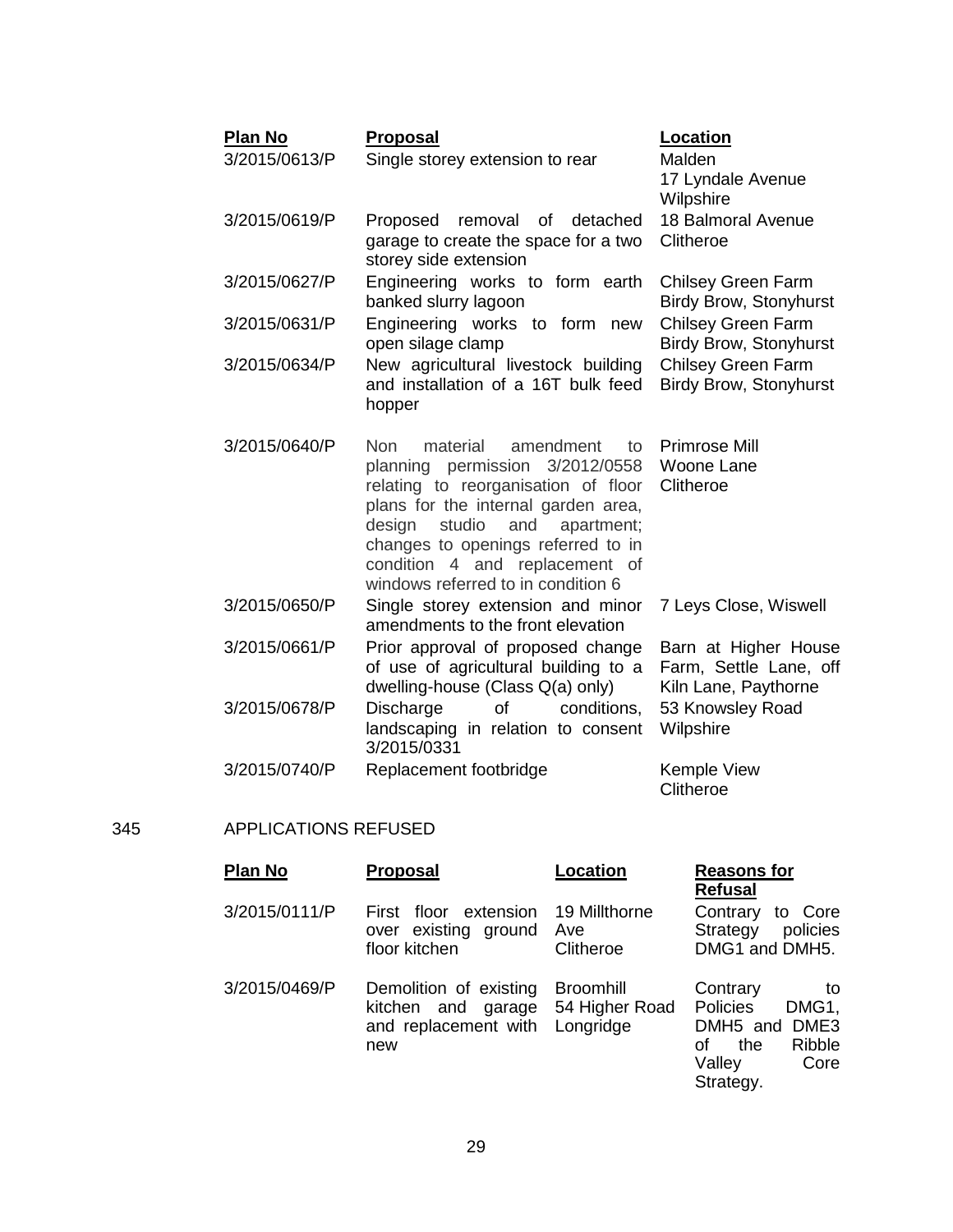| Plan No | Proposal | Location |
|---|---|---|
| 3/2015/0613/P | Single storey extension to rear | Malden 17 Lyndale Avenue Wilpshire |
| 3/2015/0619/P | Proposed removal of detached garage to create the space for a two storey side extension | 18 Balmoral Avenue Clitheroe |
| 3/2015/0627/P | Engineering works to form earth banked slurry lagoon | Chilsey Green Farm Birdy Brow, Stonyhurst |
| 3/2015/0631/P | Engineering works to form new open silage clamp | Chilsey Green Farm Birdy Brow, Stonyhurst |
| 3/2015/0634/P | New agricultural livestock building and installation of a 16T bulk feed hopper | Chilsey Green Farm Birdy Brow, Stonyhurst |
| 3/2015/0640/P | Non material amendment to planning permission 3/2012/0558 relating to reorganisation of floor plans for the internal garden area, design studio and apartment; changes to openings referred to in condition 4 and replacement of windows referred to in condition 6 | Primrose Mill Woone Lane Clitheroe |
| 3/2015/0650/P | Single storey extension and minor amendments to the front elevation | 7 Leys Close, Wiswell |
| 3/2015/0661/P | Prior approval of proposed change of use of agricultural building to a dwelling-house (Class Q(a) only) | Barn at Higher House Farm, Settle Lane, off Kiln Lane, Paythorne |
| 3/2015/0678/P | Discharge of conditions, landscaping in relation to consent 3/2015/0331 | 53 Knowsley Road Wilpshire |
| 3/2015/0740/P | Replacement footbridge | Kemple View Clitheroe |

345 APPLICATIONS REFUSED

| Plan No | Proposal | Location | Reasons for Refusal |
|---|---|---|---|
| 3/2015/0111/P | First floor extension over existing ground floor kitchen | 19 Millthorne Ave Clitheroe | Contrary to Core Strategy policies DMG1 and DMH5. |
| 3/2015/0469/P | Demolition of existing kitchen and garage and replacement with new | Broomhill 54 Higher Road Longridge | Contrary to Policies DMG1, DMH5 and DME3 of the Ribble Valley Core Strategy. |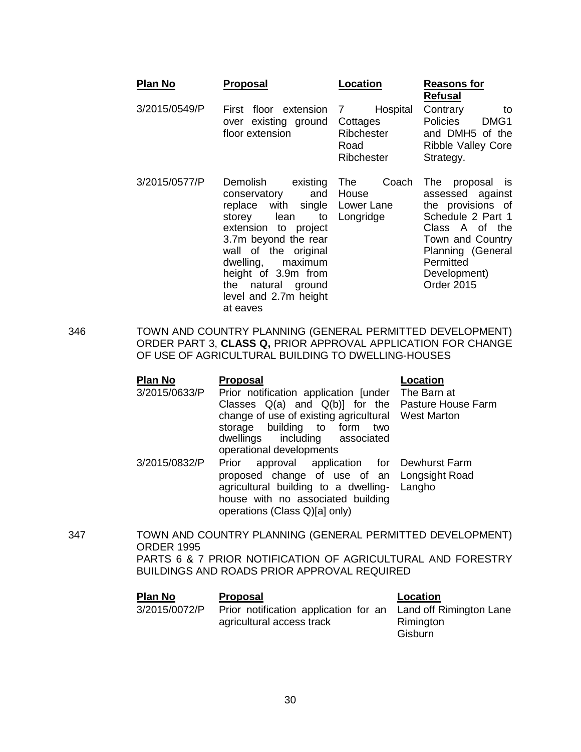| Plan No | Proposal | Location | Reasons for Refusal |
|---|---|---|---|
| 3/2015/0549/P | First floor extension over existing ground floor extension | 7 Hospital Cottages Ribchester Road Ribchester | Contrary to Policies DMG1 and DMH5 of the Ribble Valley Core Strategy. |
| 3/2015/0577/P | Demolish existing conservatory and replace with single storey lean to extension to project 3.7m beyond the rear wall of the original dwelling, maximum height of 3.9m from the natural ground level and 2.7m height at eaves | The Coach House Lower Lane Longridge | The proposal is assessed against the provisions of Schedule 2 Part 1 Class A of the Town and Country Planning (General Permitted Development) Order 2015 |

346 TOWN AND COUNTRY PLANNING (GENERAL PERMITTED DEVELOPMENT) ORDER PART 3, **CLASS Q,** PRIOR APPROVAL APPLICATION FOR CHANGE OF USE OF AGRICULTURAL BUILDING TO DWELLING-HOUSES

| Plan No | Proposal | Location |
|---|---|---|
| 3/2015/0633/P | Prior notification application [under Classes Q(a) and Q(b)] for the change of use of existing agricultural storage building to form two dwellings including associated operational developments | The Barn at Pasture House Farm West Marton |
| 3/2015/0832/P | Prior approval application for proposed change of use of an agricultural building to a dwelling-house with no associated building operations (Class Q)[a] only) | Dewhurst Farm Longsight Road Langho |

347 TOWN AND COUNTRY PLANNING (GENERAL PERMITTED DEVELOPMENT) ORDER 1995
PARTS 6 & 7 PRIOR NOTIFICATION OF AGRICULTURAL AND FORESTRY BUILDINGS AND ROADS PRIOR APPROVAL REQUIRED

| Plan No | Proposal | Location |
|---|---|---|
| 3/2015/0072/P | Prior notification application for an agricultural access track | Land off Rimington Lane Rimington Gisburn |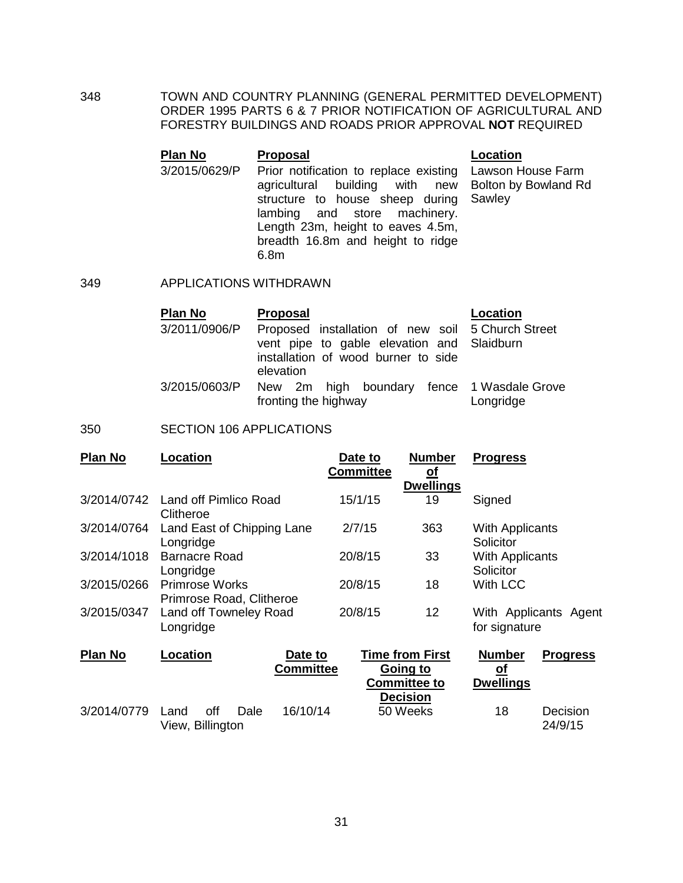348 TOWN AND COUNTRY PLANNING (GENERAL PERMITTED DEVELOPMENT) ORDER 1995 PARTS 6 & 7 PRIOR NOTIFICATION OF AGRICULTURAL AND FORESTRY BUILDINGS AND ROADS PRIOR APPROVAL **NOT** REQUIRED

| Plan No | Proposal | Location |
|---|---|---|
| 3/2015/0629/P | Prior notification to replace existing agricultural building with new structure to house sheep during lambing and store machinery. Length 23m, height to eaves 4.5m, breadth 16.8m and height to ridge 6.8m | Lawson House Farm Bolton by Bowland Rd Sawley |

349 APPLICATIONS WITHDRAWN

| Plan No | Proposal | Location |
|---|---|---|
| 3/2011/0906/P | Proposed installation of new soil vent pipe to gable elevation and installation of wood burner to side elevation | 5 Church Street Slaidburn |
| 3/2015/0603/P | New 2m high boundary fence fronting the highway | 1 Wasdale Grove Longridge |

350 SECTION 106 APPLICATIONS

| Plan No | Location | Date to Committee | Number of Dwellings | Progress |
|---|---|---|---|---|
| 3/2014/0742 | Land off Pimlico Road Clitheroe | 15/1/15 | 19 | Signed |
| 3/2014/0764 | Land East of Chipping Lane Longridge | 2/7/15 | 363 | With Applicants Solicitor |
| 3/2014/1018 | Barnacre Road Longridge | 20/8/15 | 33 | With Applicants Solicitor |
| 3/2015/0266 | Primrose Works Primrose Road, Clitheroe | 20/8/15 | 18 | With LCC |
| 3/2015/0347 | Land off Towneley Road Longridge | 20/8/15 | 12 | With Applicants Agent for signature |

| Plan No | Location | Date to Committee | Time from First Going to Committee to Decision | Number of Dwellings | Progress |
|---|---|---|---|---|---|
| 3/2014/0779 | Land off Dale View, Billington | 16/10/14 | 50 Weeks | 18 | Decision 24/9/15 |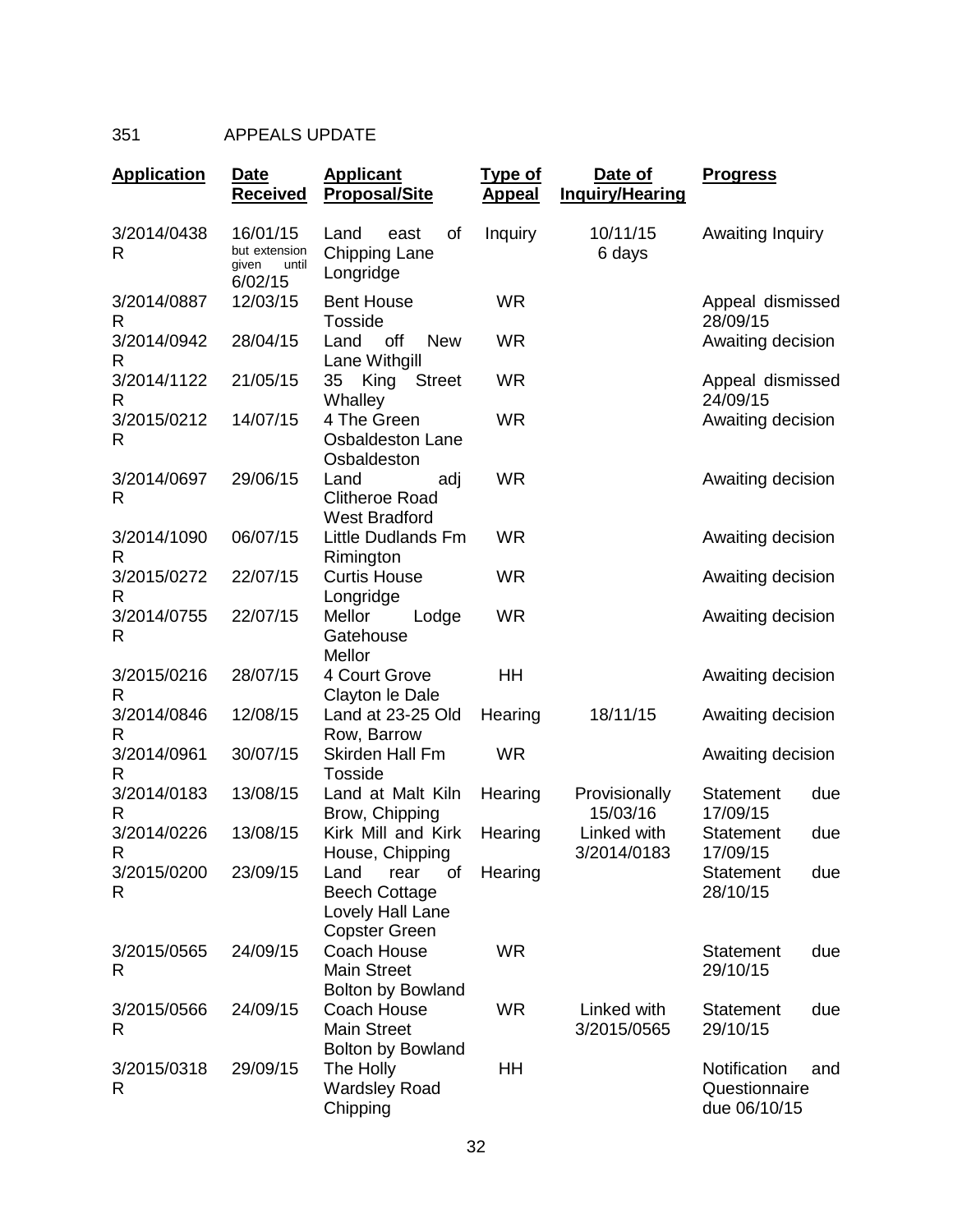351 APPEALS UPDATE

| Application | Date Received | Applicant Proposal/Site | Type of Appeal | Date of Inquiry/Hearing | Progress |
|---|---|---|---|---|---|
| 3/2014/0438 R | 16/01/15 but extension given until 6/02/15 | Land east of Chipping Lane Longridge | Inquiry | 10/11/15 6 days | Awaiting Inquiry |
| 3/2014/0887 R | 12/03/15 | Bent House Tosside | WR | | Appeal dismissed 28/09/15 |
| 3/2014/0942 R | 28/04/15 | Land off New Lane Withgill | WR | | Awaiting decision |
| 3/2014/1122 R | 21/05/15 | 35 King Street Whalley | WR | | Appeal dismissed 24/09/15 |
| 3/2015/0212 R | 14/07/15 | 4 The Green Osbaldeston Lane Osbaldeston | WR | | Awaiting decision |
| 3/2014/0697 R | 29/06/15 | Land adj Clitheroe Road West Bradford | WR | | Awaiting decision |
| 3/2014/1090 R | 06/07/15 | Little Dudlands Fm Rimington | WR | | Awaiting decision |
| 3/2015/0272 R | 22/07/15 | Curtis House Longridge | WR | | Awaiting decision |
| 3/2014/0755 R | 22/07/15 | Mellor Lodge Gatehouse Mellor | WR | | Awaiting decision |
| 3/2015/0216 R | 28/07/15 | 4 Court Grove Clayton le Dale | HH | | Awaiting decision |
| 3/2014/0846 R | 12/08/15 | Land at 23-25 Old Row, Barrow | Hearing | 18/11/15 | Awaiting decision |
| 3/2014/0961 R | 30/07/15 | Skirden Hall Fm Tosside | WR | | Awaiting decision |
| 3/2014/0183 R | 13/08/15 | Land at Malt Kiln Brow, Chipping | Hearing | Provisionally 15/03/16 | Statement due 17/09/15 |
| 3/2014/0226 R | 13/08/15 | Kirk Mill and Kirk House, Chipping | Hearing | Linked with 3/2014/0183 | Statement due 17/09/15 |
| 3/2015/0200 R | 23/09/15 | Land rear of Beech Cottage Lovely Hall Lane Copster Green | Hearing | | Statement due 28/10/15 |
| 3/2015/0565 R | 24/09/15 | Coach House Main Street Bolton by Bowland | WR | | Statement due 29/10/15 |
| 3/2015/0566 R | 24/09/15 | Coach House Main Street Bolton by Bowland | WR | Linked with 3/2015/0565 | Statement due 29/10/15 |
| 3/2015/0318 R | 29/09/15 | The Holly Wardsley Road Chipping | HH | | Notification and Questionnaire due 06/10/15 |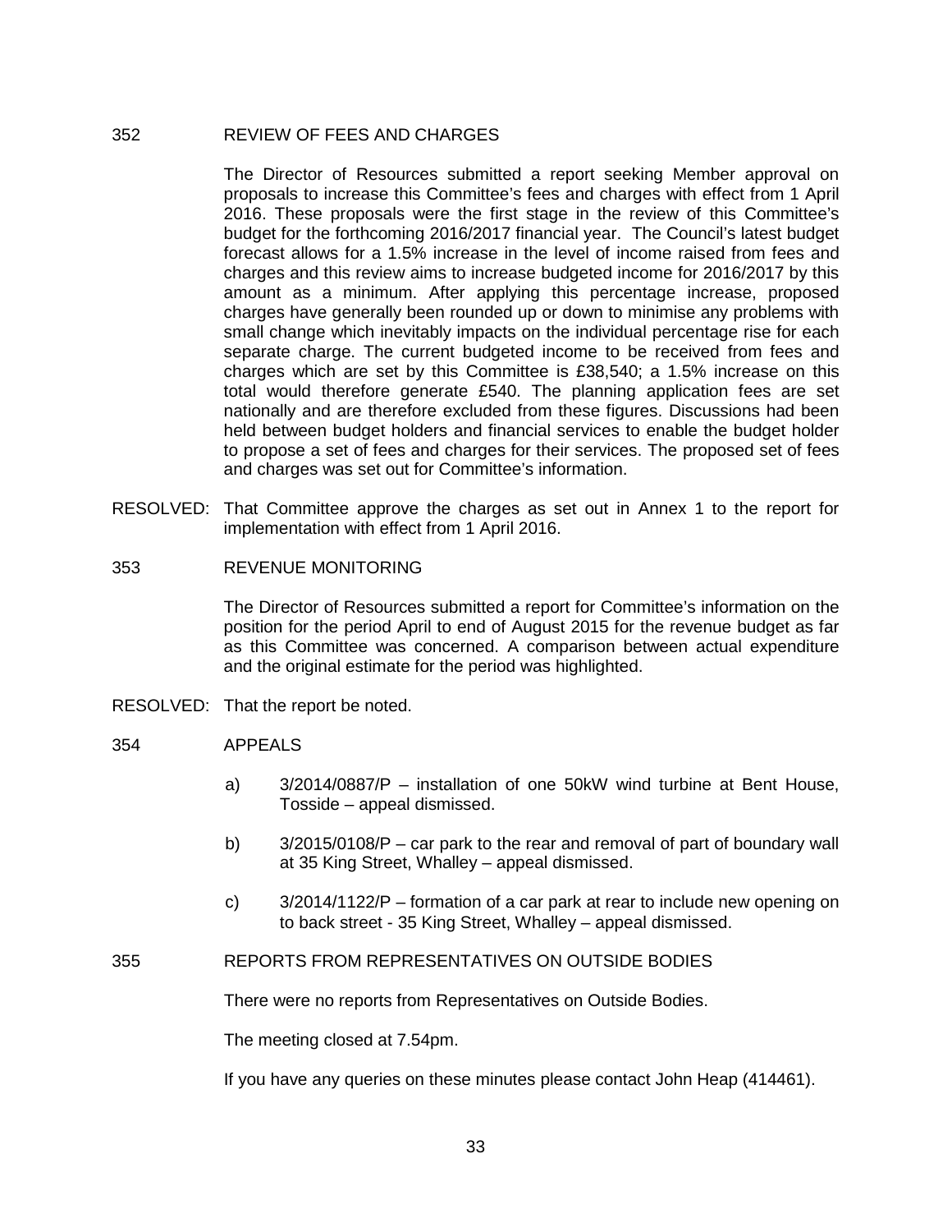352 REVIEW OF FEES AND CHARGES

The Director of Resources submitted a report seeking Member approval on proposals to increase this Committee's fees and charges with effect from 1 April 2016. These proposals were the first stage in the review of this Committee's budget for the forthcoming 2016/2017 financial year. The Council's latest budget forecast allows for a 1.5% increase in the level of income raised from fees and charges and this review aims to increase budgeted income for 2016/2017 by this amount as a minimum. After applying this percentage increase, proposed charges have generally been rounded up or down to minimise any problems with small change which inevitably impacts on the individual percentage rise for each separate charge. The current budgeted income to be received from fees and charges which are set by this Committee is £38,540; a 1.5% increase on this total would therefore generate £540. The planning application fees are set nationally and are therefore excluded from these figures. Discussions had been held between budget holders and financial services to enable the budget holder to propose a set of fees and charges for their services. The proposed set of fees and charges was set out for Committee's information.

RESOLVED: That Committee approve the charges as set out in Annex 1 to the report for implementation with effect from 1 April 2016.

353 REVENUE MONITORING

The Director of Resources submitted a report for Committee's information on the position for the period April to end of August 2015 for the revenue budget as far as this Committee was concerned. A comparison between actual expenditure and the original estimate for the period was highlighted.

RESOLVED: That the report be noted.

354 APPEALS

a) 3/2014/0887/P – installation of one 50kW wind turbine at Bent House, Tosside – appeal dismissed.

b) 3/2015/0108/P – car park to the rear and removal of part of boundary wall at 35 King Street, Whalley – appeal dismissed.

c) 3/2014/1122/P – formation of a car park at rear to include new opening on to back street - 35 King Street, Whalley – appeal dismissed.

355 REPORTS FROM REPRESENTATIVES ON OUTSIDE BODIES

There were no reports from Representatives on Outside Bodies.

The meeting closed at 7.54pm.

If you have any queries on these minutes please contact John Heap (414461).